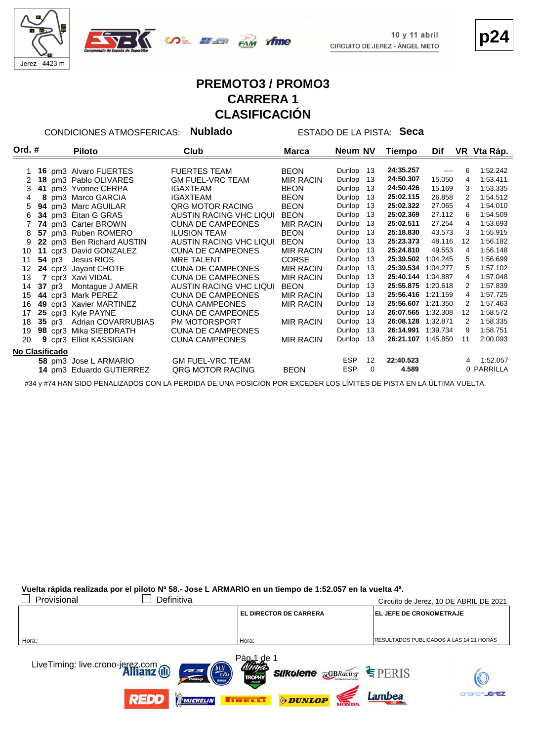Jerez - 4423 m

10 y 11 abril
CIRCUITO DE JEREZ - ÁNGEL NIETO

p24

# PREMOTO3 / PROMO3
# CARRERA 1
# CLASIFICACIÓN

CONDICIONES ATMOSFERICAS: **Nublado** ESTADO DE LA PISTA: **Seca**

| Ord. | # | | Piloto | Club | Marca | Neum | NV | Tiempo | Dif | VR | Vta Ráp. |
|---|---|---|---|---|---|---|---|---|---|---|---|
| 1 | **16** | pm3 | Alvaro FUERTES | FUERTES TEAM | BEON | Dunlop | 13 | **24:35.257** | ---- | 6 | 1:52.242 |
| 2 | **18** | pm3 | Pablo OLIVARES | GM FUEL-VRC TEAM | MIR RACIN | Dunlop | 13 | **24:50.307** | 15.050 | 4 | 1:53.411 |
| 3 | **41** | pm3 | Yvonne CERPA | IGAXTEAM | BEON | Dunlop | 13 | **24:50.426** | 15.169 | 3 | 1:53.335 |
| 4 | **8** | pm3 | Marco GARCIA | IGAXTEAM | BEON | Dunlop | 13 | **25:02.115** | 26.858 | 2 | 1:54.512 |
| 5 | **94** | pm3 | Marc AGUILAR | QRG MOTOR RACING | BEON | Dunlop | 13 | **25:02.322** | 27.065 | 4 | 1:54.010 |
| 6 | **34** | pm3 | Eitan G GRAS | AUSTIN RACING VHC LIQUI | BEON | Dunlop | 13 | **25:02.369** | 27.112 | 6 | 1:54.509 |
| 7 | **74** | pm3 | Carter BROWN | CUNA DE CAMPEONES | MIR RACIN | Dunlop | 13 | **25:02.511** | 27.254 | 4 | 1:53.693 |
| 8 | **57** | pm3 | Ruben ROMERO | ILUSION TEAM | BEON | Dunlop | 13 | **25:18.830** | 43.573 | 3 | 1:55.915 |
| 9 | **22** | pm3 | Ben Richard AUSTIN | AUSTIN RACING VHC LIQUI | BEON | Dunlop | 13 | **25:23.373** | 48.116 | 12 | 1:56.182 |
| 10 | **11** | cpr3 | David GONZALEZ | CUNA DE CAMPEONES | MIR RACIN | Dunlop | 13 | **25:24.810** | 49.553 | 4 | 1:56.148 |
| 11 | **54** | pr3 | Jesus RIOS | MRE TALENT | CORSE | Dunlop | 13 | **25:39.502** | 1:04.245 | 5 | 1:56.699 |
| 12 | **24** | cpr3 | Jayant CHOTE | CUNA DE CAMPEONES | MIR RACIN | Dunlop | 13 | **25:39.534** | 1:04.277 | 5 | 1:57.102 |
| 13 | **7** | cpr3 | Xavi VIDAL | CUNA DE CAMPEONES | MIR RACIN | Dunlop | 13 | **25:40.144** | 1:04.887 | 4 | 1:57.048 |
| 14 | **37** | pr3 | Montague J AMER | AUSTIN RACING VHC LIQUI | BEON | Dunlop | 13 | **25:55.875** | 1:20.618 | 2 | 1:57.839 |
| 15 | **44** | cpr3 | Mark PEREZ | CUNA DE CAMPEONES | MIR RACIN | Dunlop | 13 | **25:56.416** | 1:21.159 | 4 | 1:57.725 |
| 16 | **49** | cpr3 | Xavier MARTINEZ | CUNA CAMPEONES | MIR RACIN | Dunlop | 13 | **25:56.607** | 1:21.350 | 2 | 1:57.463 |
| 17 | **25** | cpr3 | Kyle PAYNE | CUNA DE CAMPEONES | | Dunlop | 13 | **26:07.565** | 1:32.308 | 12 | 1:58.572 |
| 18 | **35** | pr3 | Adrian COVARRUBIAS | PM MOTORSPORT | MIR RACIN | Dunlop | 13 | **26:08.128** | 1:32.871 | 2 | 1:58.335 |
| 19 | **98** | cpr3 | Mika SIEBDRATH | CUNA DE CAMPEONES | | Dunlop | 13 | **26:14.991** | 1:39.734 | 9 | 1:58.751 |
| 20 | **9** | cpr3 | Elliot KASSIGIAN | CUNA CAMPEONES | MIR RACIN | Dunlop | 13 | **26:21.107** | 1:45.850 | 11 | 2:00.093 |
| **No Clasificado** | | | | | | | | | | | |
| | **58** | pm3 | Jose L ARMARIO | GM FUEL-VRC TEAM | | ESP | 12 | **22:40.523** | | 4 | 1:52.057 |
| | **14** | pm3 | Eduardo GUTIERREZ | QRG MOTOR RACING | BEON | ESP | 0 | **4.589** | | 0 | PARRILLA |

#34 y #74 HAN SIDO PENALIZADOS CON LA PERDIDA DE UNA POSICIÓN POR EXCEDER LOS LÍMITES DE PISTA EN LA ÚLTIMA VUELTA.

**Vuelta rápida realizada por el piloto Nº 58.- Jose L ARMARIO en un tiempo de 1:52.057 en la vuelta 4ª.**

☐ Provisional ☐ Definitiva

Circuito de Jerez, 10 DE ABRIL DE 2021

| | EL DIRECTOR DE CARRERA | EL JEFE DE CRONOMETRAJE |
|---|---|---|
| Hora: | Hora: | RESULTADOS PUBLICADOS A LAS 14:21 HORAS |

LiveTiming: live.crono-jerez.com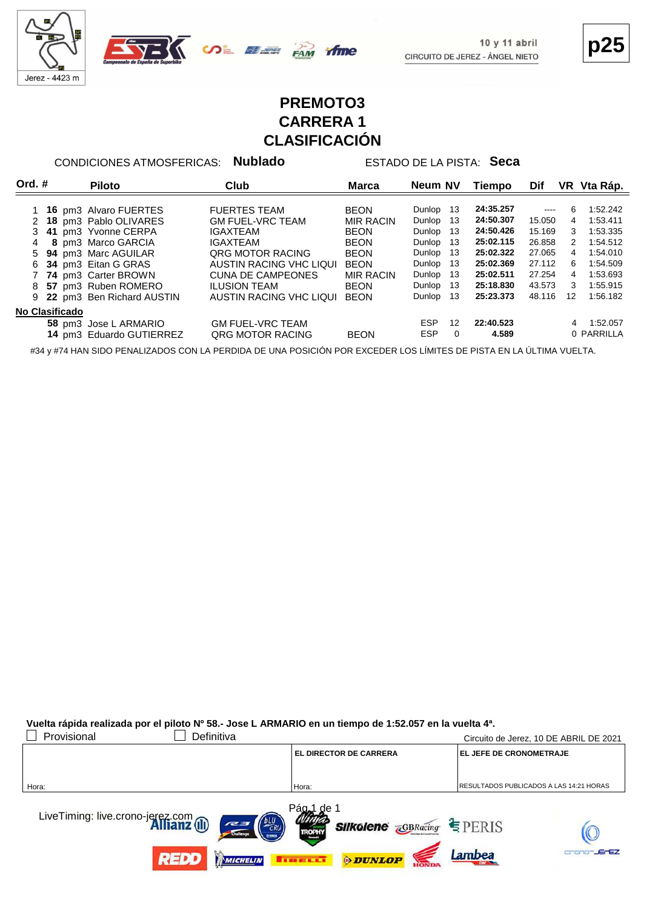10 y 11 abril
CIRCUITO DE JEREZ - ÁNGEL NIETO

**p25**

# PREMOTO3
# CARRERA 1
# CLASIFICACIÓN

CONDICIONES ATMOSFERICAS: **Nublado** ESTADO DE LA PISTA: **Seca**

| Ord. | # | | Piloto | Club | Marca | Neum | NV | Tiempo | Dif | VR | Vta Ráp. |
|---|---|---|---|---|---|---|---|---|---|---|---|
| 1 | **16** | pm3 | Alvaro FUERTES | FUERTES TEAM | BEON | Dunlop | 13 | **24:35.257** | ---- | 6 | 1:52.242 |
| 2 | **18** | pm3 | Pablo OLIVARES | GM FUEL-VRC TEAM | MIR RACIN | Dunlop | 13 | **24:50.307** | 15.050 | 4 | 1:53.411 |
| 3 | **41** | pm3 | Yvonne CERPA | IGAXTEAM | BEON | Dunlop | 13 | **24:50.426** | 15.169 | 3 | 1:53.335 |
| 4 | **8** | pm3 | Marco GARCIA | IGAXTEAM | BEON | Dunlop | 13 | **25:02.115** | 26.858 | 2 | 1:54.512 |
| 5 | **94** | pm3 | Marc AGUILAR | QRG MOTOR RACING | BEON | Dunlop | 13 | **25:02.322** | 27.065 | 4 | 1:54.010 |
| 6 | **34** | pm3 | Eitan G GRAS | AUSTIN RACING VHC LIQUI | BEON | Dunlop | 13 | **25:02.369** | 27.112 | 6 | 1:54.509 |
| 7 | **74** | pm3 | Carter BROWN | CUNA DE CAMPEONES | MIR RACIN | Dunlop | 13 | **25:02.511** | 27.254 | 4 | 1:53.693 |
| 8 | **57** | pm3 | Ruben ROMERO | ILUSION TEAM | BEON | Dunlop | 13 | **25:18.830** | 43.573 | 3 | 1:55.915 |
| 9 | **22** | pm3 | Ben Richard AUSTIN | AUSTIN RACING VHC LIQUI | BEON | Dunlop | 13 | **25:23.373** | 48.116 | 12 | 1:56.182 |
| **No Clasificado** | | | | | | | | | | | |
| | **58** | pm3 | Jose L ARMARIO | GM FUEL-VRC TEAM | | ESP | 12 | **22:40.523** | | 4 | 1:52.057 |
| | **14** | pm3 | Eduardo GUTIERREZ | QRG MOTOR RACING | BEON | ESP | 0 | **4.589** | | 0 | PARRILLA |

#34 y #74 HAN SIDO PENALIZADOS CON LA PERDIDA DE UNA POSICIÓN POR EXCEDER LOS LÍMITES DE PISTA EN LA ÚLTIMA VUELTA.

**Vuelta rápida realizada por el piloto Nº 58.- Jose L ARMARIO en un tiempo de 1:52.057 en la vuelta 4ª.**

☐ Provisional ☐ Definitiva

Circuito de Jerez, 10 DE ABRIL DE 2021

| | EL DIRECTOR DE CARRERA | EL JEFE DE CRONOMETRAJE |
|---|---|---|
| Hora: | Hora: | RESULTADOS PUBLICADOS A LAS 14:21 HORAS |

LiveTiming: live.crono-jerez.com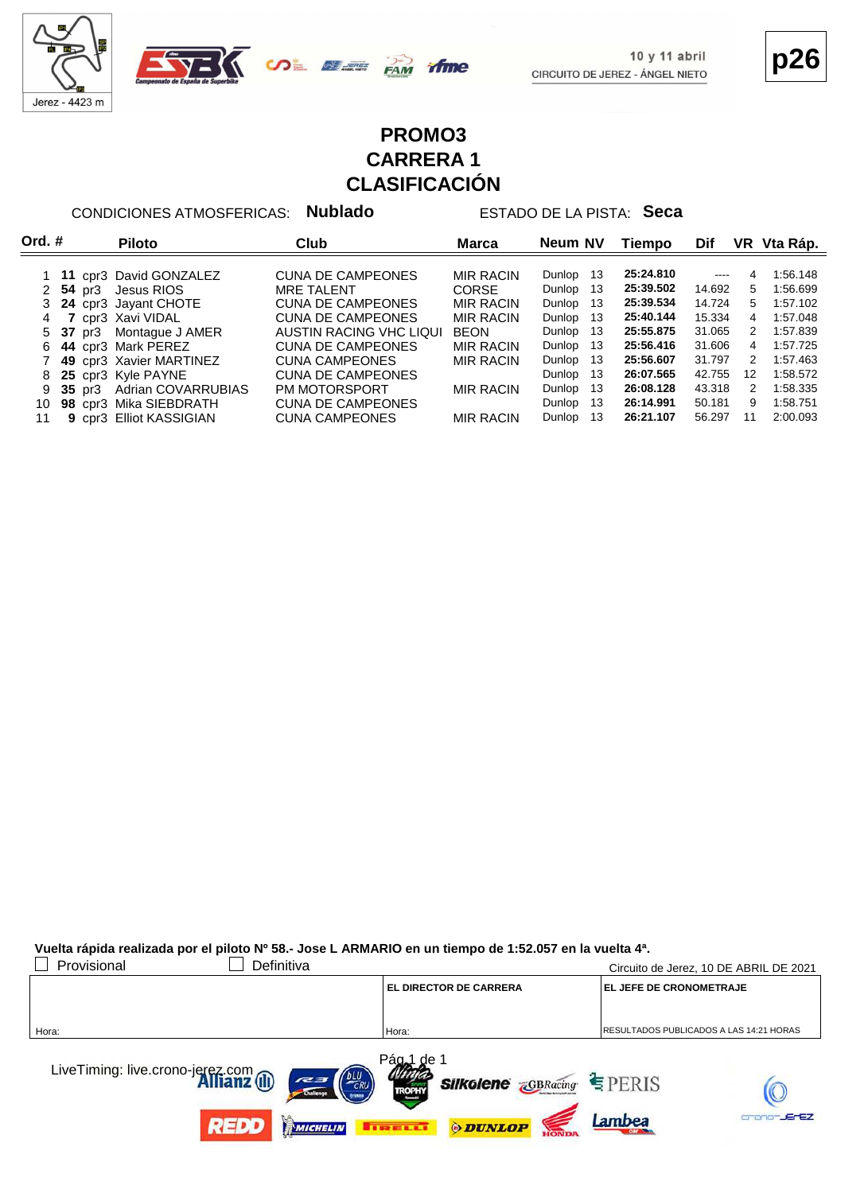Jerez - 4423 m

10 y 11 abril
CIRCUITO DE JEREZ - ÁNGEL NIETO

**p26**

# PROMO3
# CARRERA 1
# CLASIFICACIÓN

CONDICIONES ATMOSFERICAS: **Nublado** ESTADO DE LA PISTA: **Seca**

| Ord. | # | | Piloto | Club | Marca | Neum | NV | Tiempo | Dif | VR | Vta Ráp. |
|---|---|---|---|---|---|---|---|---|---|---|---|
| 1 | **11** | cpr3 | David GONZALEZ | CUNA DE CAMPEONES | MIR RACIN | Dunlop | 13 | **25:24.810** | ---- | 4 | 1:56.148 |
| 2 | **54** | pr3 | Jesus RIOS | MRE TALENT | CORSE | Dunlop | 13 | **25:39.502** | 14.692 | 5 | 1:56.699 |
| 3 | **24** | cpr3 | Jayant CHOTE | CUNA DE CAMPEONES | MIR RACIN | Dunlop | 13 | **25:39.534** | 14.724 | 5 | 1:57.102 |
| 4 | **7** | cpr3 | Xavi VIDAL | CUNA DE CAMPEONES | MIR RACIN | Dunlop | 13 | **25:40.144** | 15.334 | 4 | 1:57.048 |
| 5 | **37** | pr3 | Montague J AMER | AUSTIN RACING VHC LIQUI | BEON | Dunlop | 13 | **25:55.875** | 31.065 | 2 | 1:57.839 |
| 6 | **44** | cpr3 | Mark PEREZ | CUNA DE CAMPEONES | MIR RACIN | Dunlop | 13 | **25:56.416** | 31.606 | 4 | 1:57.725 |
| 7 | **49** | cpr3 | Xavier MARTINEZ | CUNA CAMPEONES | MIR RACIN | Dunlop | 13 | **25:56.607** | 31.797 | 2 | 1:57.463 |
| 8 | **25** | cpr3 | Kyle PAYNE | CUNA DE CAMPEONES | | Dunlop | 13 | **26:07.565** | 42.755 | 12 | 1:58.572 |
| 9 | **35** | pr3 | Adrian COVARRUBIAS | PM MOTORSPORT | MIR RACIN | Dunlop | 13 | **26:08.128** | 43.318 | 2 | 1:58.335 |
| 10 | **98** | cpr3 | Mika SIEBDRATH | CUNA DE CAMPEONES | | Dunlop | 13 | **26:14.991** | 50.181 | 9 | 1:58.751 |
| 11 | **9** | cpr3 | Elliot KASSIGIAN | CUNA CAMPEONES | MIR RACIN | Dunlop | 13 | **26:21.107** | 56.297 | 11 | 2:00.093 |

**Vuelta rápida realizada por el piloto Nº 58.- Jose L ARMARIO en un tiempo de 1:52.057 en la vuelta 4ª.**

☐ Provisional ☐ Definitiva

Circuito de Jerez, 10 DE ABRIL DE 2021

| | EL DIRECTOR DE CARRERA | EL JEFE DE CRONOMETRAJE |
|---|---|---|
| Hora: | Hora: | RESULTADOS PUBLICADOS A LAS 14:21 HORAS |

LiveTiming: live.crono-jerez.com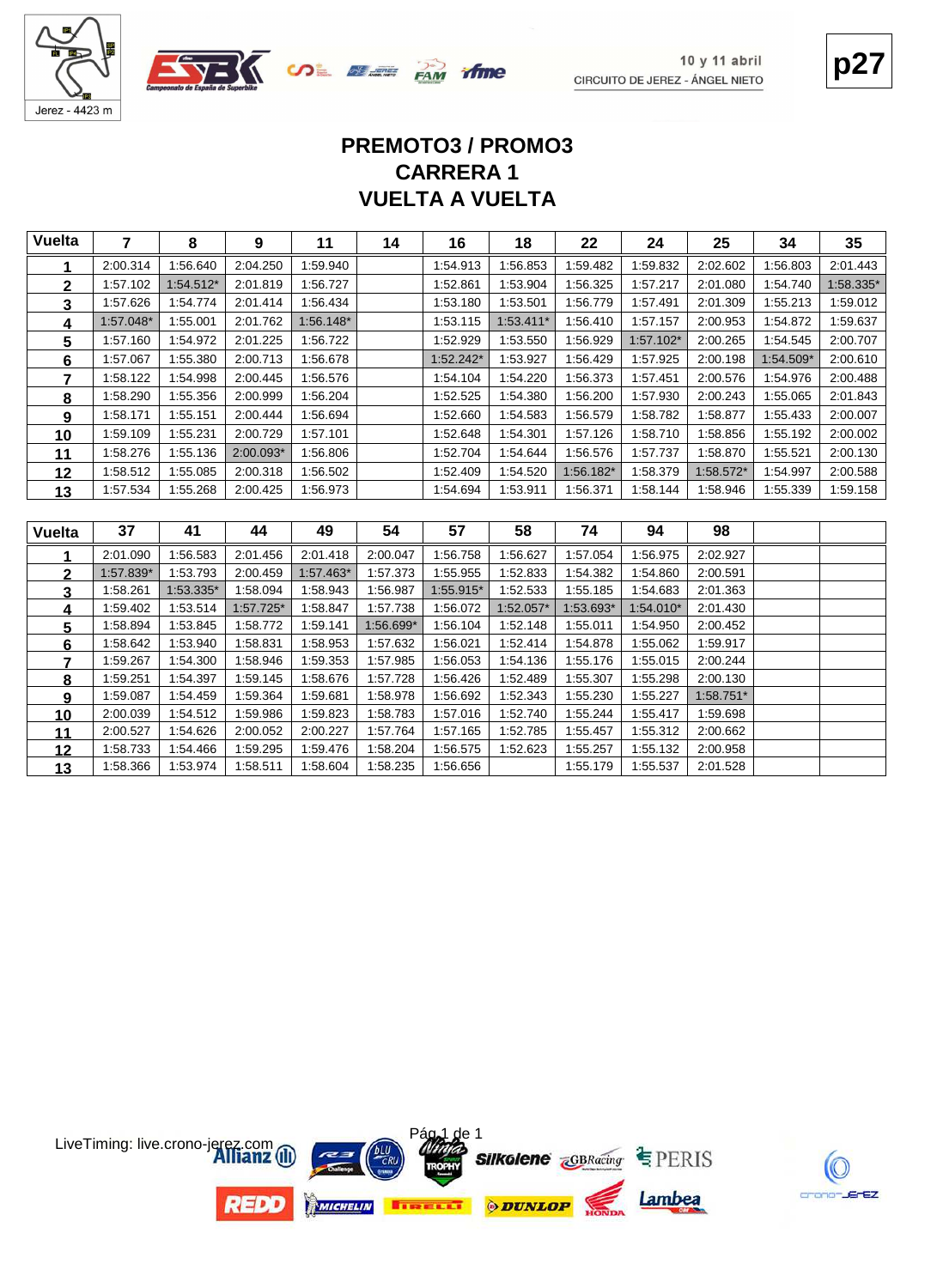10 y 11 abril
CIRCUITO DE JEREZ - ÁNGEL NIETO

Jerez - 4423 m

# PREMOTO3 / PROMO3
# CARRERA 1
# VUELTA A VUELTA

| Vuelta | 7 | 8 | 9 | 11 | 14 | 16 | 18 | 22 | 24 | 25 | 34 | 35 |
|---|---|---|---|---|---|---|---|---|---|---|---|---|
| 1 | 2:00.314 | 1:56.640 | 2:04.250 | 1:59.940 | | 1:54.913 | 1:56.853 | 1:59.482 | 1:59.832 | 2:02.602 | 1:56.803 | 2:01.443 |
| 2 | 1:57.102 | 1:54.512* | 2:01.819 | 1:56.727 | | 1:52.861 | 1:53.904 | 1:56.325 | 1:57.217 | 2:01.080 | 1:54.740 | 1:58.335* |
| 3 | 1:57.626 | 1:54.774 | 2:01.414 | 1:56.434 | | 1:53.180 | 1:53.501 | 1:56.779 | 1:57.491 | 2:01.309 | 1:55.213 | 1:59.012 |
| 4 | 1:57.048* | 1:55.001 | 2:01.762 | 1:56.148* | | 1:53.115 | 1:53.411* | 1:56.410 | 1:57.157 | 2:00.953 | 1:54.872 | 1:59.637 |
| 5 | 1:57.160 | 1:54.972 | 2:01.225 | 1:56.722 | | 1:52.929 | 1:53.550 | 1:56.929 | 1:57.102* | 2:00.265 | 1:54.545 | 2:00.707 |
| 6 | 1:57.067 | 1:55.380 | 2:00.713 | 1:56.678 | | 1:52.242* | 1:53.927 | 1:56.429 | 1:57.925 | 2:00.198 | 1:54.509* | 2:00.610 |
| 7 | 1:58.122 | 1:54.998 | 2:00.445 | 1:56.576 | | 1:54.104 | 1:54.220 | 1:56.373 | 1:57.451 | 2:00.576 | 1:54.976 | 2:00.488 |
| 8 | 1:58.290 | 1:55.356 | 2:00.999 | 1:56.204 | | 1:52.525 | 1:54.380 | 1:56.200 | 1:57.930 | 2:00.243 | 1:55.065 | 2:01.843 |
| 9 | 1:58.171 | 1:55.151 | 2:00.444 | 1:56.694 | | 1:52.660 | 1:54.583 | 1:56.579 | 1:58.782 | 1:58.877 | 1:55.433 | 2:00.007 |
| 10 | 1:59.109 | 1:55.231 | 2:00.729 | 1:57.101 | | 1:52.648 | 1:54.301 | 1:57.126 | 1:58.710 | 1:58.856 | 1:55.192 | 2:00.002 |
| 11 | 1:58.276 | 1:55.136 | 2:00.093* | 1:56.806 | | 1:52.704 | 1:54.644 | 1:56.576 | 1:57.737 | 1:58.870 | 1:55.521 | 2:00.130 |
| 12 | 1:58.512 | 1:55.085 | 2:00.318 | 1:56.502 | | 1:52.409 | 1:54.520 | 1:56.182* | 1:58.379 | 1:58.572* | 1:54.997 | 2:00.588 |
| 13 | 1:57.534 | 1:55.268 | 2:00.425 | 1:56.973 | | 1:54.694 | 1:53.911 | 1:56.371 | 1:58.144 | 1:58.946 | 1:55.339 | 1:59.158 |

| Vuelta | 37 | 41 | 44 | 49 | 54 | 57 | 58 | 74 | 94 | 98 | | |
|---|---|---|---|---|---|---|---|---|---|---|---|---|
| 1 | 2:01.090 | 1:56.583 | 2:01.456 | 2:01.418 | 2:00.047 | 1:56.758 | 1:56.627 | 1:57.054 | 1:56.975 | 2:02.927 | | |
| 2 | 1:57.839* | 1:53.793 | 2:00.459 | 1:57.463* | 1:57.373 | 1:55.955 | 1:52.833 | 1:54.382 | 1:54.860 | 2:00.591 | | |
| 3 | 1:58.261 | 1:53.335* | 1:58.094 | 1:58.943 | 1:56.987 | 1:55.915* | 1:52.533 | 1:55.185 | 1:54.683 | 2:01.363 | | |
| 4 | 1:59.402 | 1:53.514 | 1:57.725* | 1:58.847 | 1:57.738 | 1:56.072 | 1:52.057* | 1:53.693* | 1:54.010* | 2:01.430 | | |
| 5 | 1:58.894 | 1:53.845 | 1:58.772 | 1:59.141 | 1:56.699* | 1:56.104 | 1:52.148 | 1:55.011 | 1:54.950 | 2:00.452 | | |
| 6 | 1:58.642 | 1:53.940 | 1:58.831 | 1:58.953 | 1:57.632 | 1:56.021 | 1:52.414 | 1:54.878 | 1:55.062 | 1:59.917 | | |
| 7 | 1:59.267 | 1:54.300 | 1:58.946 | 1:59.353 | 1:57.985 | 1:56.053 | 1:54.136 | 1:55.176 | 1:55.015 | 2:00.244 | | |
| 8 | 1:59.251 | 1:54.397 | 1:59.145 | 1:58.676 | 1:57.728 | 1:56.426 | 1:52.489 | 1:55.307 | 1:55.298 | 2:00.130 | | |
| 9 | 1:59.087 | 1:54.459 | 1:59.364 | 1:59.681 | 1:58.978 | 1:56.692 | 1:52.343 | 1:55.230 | 1:55.227 | 1:58.751* | | |
| 10 | 2:00.039 | 1:54.512 | 1:59.986 | 1:59.823 | 1:58.783 | 1:57.016 | 1:52.740 | 1:55.244 | 1:55.417 | 1:59.698 | | |
| 11 | 2:00.527 | 1:54.626 | 2:00.052 | 2:00.227 | 1:57.764 | 1:57.165 | 1:52.785 | 1:55.457 | 1:55.312 | 2:00.662 | | |
| 12 | 1:58.733 | 1:54.466 | 1:59.295 | 1:59.476 | 1:58.204 | 1:56.575 | 1:52.623 | 1:55.257 | 1:55.132 | 2:00.958 | | |
| 13 | 1:58.366 | 1:53.974 | 1:58.511 | 1:58.604 | 1:58.235 | 1:56.656 | | 1:55.179 | 1:55.537 | 2:01.528 | | |

LiveTiming: live.crono-jerez.com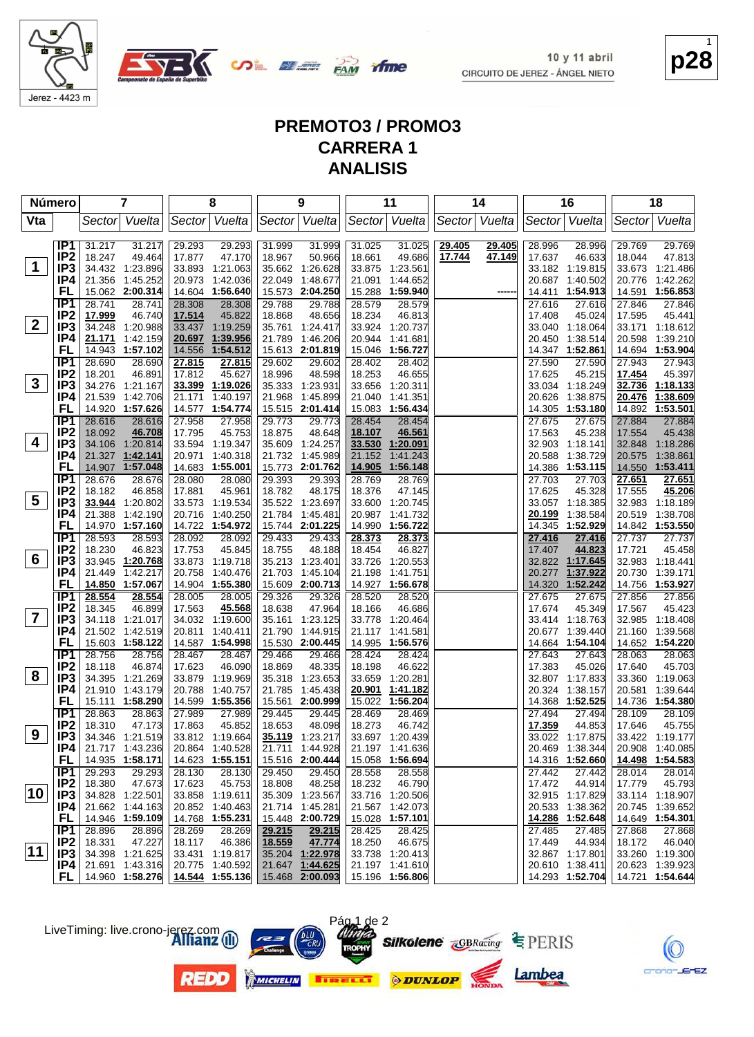# PREMOTO3 / PROMO3

# CARRERA 1

# ANALISIS

| Número | | 7 | | 8 | | 9 | | 11 | | 14 | | 16 | | 18 | |
|---|---|---|---|---|---|---|---|---|---|---|---|---|---|---|---|
| Vta | | Sector | Vuelta | Sector | Vuelta | Sector | Vuelta | Sector | Vuelta | Sector | Vuelta | Sector | Vuelta | Sector | Vuelta |
| 1 | IP1 | 31.217 | 31.217 | 29.293 | 29.293 | 31.999 | 31.999 | 31.025 | 31.025 | 29.405 | 29.405 | 28.996 | 28.996 | 29.769 | 29.769 |
| | IP2 | 18.247 | 49.464 | 17.877 | 47.170 | 18.967 | 50.966 | 18.661 | 49.686 | 17.744 | 47.149 | 17.637 | 46.633 | 18.044 | 47.813 |
| | IP3 | 34.432 | 1:23.896 | 33.893 | 1:21.063 | 35.662 | 1:26.628 | 33.875 | 1:23.561 | | | 33.182 | 1:19.815 | 33.673 | 1:21.486 |
| | IP4 | 21.356 | 1:45.252 | 20.973 | 1:42.036 | 22.049 | 1:48.677 | 21.091 | 1:44.652 | | | 20.687 | 1:40.502 | 20.776 | 1:42.262 |
| | FL | 15.062 | 2:00.314 | 14.604 | 1:56.640 | 15.573 | 2:04.250 | 15.288 | 1:59.940 | | ------ | 14.411 | 1:54.913 | 14.591 | 1:56.853 |
| 2 | IP1 | 28.741 | 28.741 | 28.308 | 28.308 | 29.788 | 29.788 | 28.579 | 28.579 | | | 27.616 | 27.616 | 27.846 | 27.846 |
| | IP2 | 17.999 | 46.740 | 17.514 | 45.822 | 18.868 | 48.656 | 18.234 | 46.813 | | | 17.408 | 45.024 | 17.595 | 45.441 |
| | IP3 | 34.248 | 1:20.988 | 33.437 | 1:19.259 | 35.761 | 1:24.417 | 33.924 | 1:20.737 | | | 33.040 | 1:18.064 | 33.171 | 1:18.612 |
| | IP4 | 21.171 | 1:42.159 | 20.697 | 1:39.956 | 21.789 | 1:46.206 | 20.944 | 1:41.681 | | | 20.450 | 1:38.514 | 20.598 | 1:39.210 |
| | FL | 14.943 | 1:57.102 | 14.556 | 1:54.512 | 15.613 | 2:01.819 | 15.046 | 1:56.727 | | | 14.347 | 1:52.861 | 14.694 | 1:53.904 |
| 3 | IP1 | 28.690 | 28.690 | 27.815 | 27.815 | 29.602 | 29.602 | 28.402 | 28.402 | | | 27.590 | 27.590 | 27.943 | 27.943 |
| | IP2 | 18.201 | 46.891 | 17.812 | 45.627 | 18.996 | 48.598 | 18.253 | 46.655 | | | 17.625 | 45.215 | 17.454 | 45.397 |
| | IP3 | 34.276 | 1:21.167 | 33.399 | 1:19.026 | 35.333 | 1:23.931 | 33.656 | 1:20.311 | | | 33.034 | 1:18.249 | 32.736 | 1:18.133 |
| | IP4 | 21.539 | 1:42.706 | 21.171 | 1:40.197 | 21.968 | 1:45.899 | 21.040 | 1:41.351 | | | 20.626 | 1:38.875 | 20.476 | 1:38.609 |
| | FL | 14.920 | 1:57.626 | 14.577 | 1:54.774 | 15.515 | 2:01.414 | 15.083 | 1:56.434 | | | 14.305 | 1:53.180 | 14.892 | 1:53.501 |
| 4 | IP1 | 28.616 | 28.616 | 27.958 | 27.958 | 29.773 | 29.773 | 28.454 | 28.454 | | | 27.675 | 27.675 | 27.884 | 27.884 |
| | IP2 | 18.092 | 46.708 | 17.795 | 45.753 | 18.875 | 48.648 | 18.107 | 46.561 | | | 17.563 | 45.238 | 17.554 | 45.438 |
| | IP3 | 34.106 | 1:20.814 | 33.594 | 1:19.347 | 35.609 | 1:24.257 | 33.530 | 1:20.091 | | | 32.903 | 1:18.141 | 32.848 | 1:18.286 |
| | IP4 | 21.327 | 1:42.141 | 20.971 | 1:40.318 | 21.732 | 1:45.989 | 21.152 | 1:41.243 | | | 20.588 | 1:38.729 | 20.575 | 1:38.861 |
| | FL | 14.907 | 1:57.048 | 14.683 | 1:55.001 | 15.773 | 2:01.762 | 14.905 | 1:56.148 | | | 14.386 | 1:53.115 | 14.550 | 1:53.411 |
| 5 | IP1 | 28.676 | 28.676 | 28.080 | 28.080 | 29.393 | 29.393 | 28.769 | 28.769 | | | 27.703 | 27.703 | 27.651 | 27.651 |
| | IP2 | 18.182 | 46.858 | 17.881 | 45.961 | 18.782 | 48.175 | 18.376 | 47.145 | | | 17.625 | 45.328 | 17.555 | 45.206 |
| | IP3 | 33.944 | 1:20.802 | 33.573 | 1:19.534 | 35.522 | 1:23.697 | 33.600 | 1:20.745 | | | 33.057 | 1:18.385 | 32.983 | 1:18.189 |
| | IP4 | 21.388 | 1:42.190 | 20.716 | 1:40.250 | 21.784 | 1:45.481 | 20.987 | 1:41.732 | | | 20.199 | 1:38.584 | 20.519 | 1:38.708 |
| | FL | 14.970 | 1:57.160 | 14.722 | 1:54.972 | 15.744 | 2:01.225 | 14.990 | 1:56.722 | | | 14.345 | 1:52.929 | 14.842 | 1:53.550 |
| 6 | IP1 | 28.593 | 28.593 | 28.092 | 28.092 | 29.433 | 29.433 | 28.373 | 28.373 | | | 27.416 | 27.416 | 27.737 | 27.737 |
| | IP2 | 18.230 | 46.823 | 17.753 | 45.845 | 18.755 | 48.188 | 18.454 | 46.827 | | | 17.407 | 44.823 | 17.721 | 45.458 |
| | IP3 | 33.945 | 1:20.768 | 33.873 | 1:19.718 | 35.213 | 1:23.401 | 33.726 | 1:20.553 | | | 32.822 | 1:17.645 | 32.983 | 1:18.441 |
| | IP4 | 21.449 | 1:42.217 | 20.758 | 1:40.476 | 21.703 | 1:45.104 | 21.198 | 1:41.751 | | | 20.277 | 1:37.922 | 20.730 | 1:39.171 |
| | FL | 14.850 | 1:57.067 | 14.904 | 1:55.380 | 15.609 | 2:00.713 | 14.927 | 1:56.678 | | | 14.320 | 1:52.242 | 14.756 | 1:53.927 |
| 7 | IP1 | 28.554 | 28.554 | 28.005 | 28.005 | 29.326 | 29.326 | 28.520 | 28.520 | | | 27.675 | 27.675 | 27.856 | 27.856 |
| | IP2 | 18.345 | 46.899 | 17.563 | 45.568 | 18.638 | 47.964 | 18.166 | 46.686 | | | 17.674 | 45.349 | 17.567 | 45.423 |
| | IP3 | 34.118 | 1:21.017 | 34.032 | 1:19.600 | 35.161 | 1:23.125 | 33.778 | 1:20.464 | | | 33.414 | 1:18.763 | 32.985 | 1:18.408 |
| | IP4 | 21.502 | 1:42.519 | 20.811 | 1:40.411 | 21.790 | 1:44.915 | 21.117 | 1:41.581 | | | 20.677 | 1:39.440 | 21.160 | 1:39.568 |
| | FL | 15.603 | 1:58.122 | 14.587 | 1:54.998 | 15.530 | 2:00.445 | 14.995 | 1:56.576 | | | 14.664 | 1:54.104 | 14.652 | 1:54.220 |
| 8 | IP1 | 28.756 | 28.756 | 28.467 | 28.467 | 29.466 | 29.466 | 28.424 | 28.424 | | | 27.643 | 27.643 | 28.063 | 28.063 |
| | IP2 | 18.118 | 46.874 | 17.623 | 46.090 | 18.869 | 48.335 | 18.198 | 46.622 | | | 17.383 | 45.026 | 17.640 | 45.703 |
| | IP3 | 34.395 | 1:21.269 | 33.879 | 1:19.969 | 35.318 | 1:23.653 | 33.659 | 1:20.281 | | | 32.807 | 1:17.833 | 33.360 | 1:19.063 |
| | IP4 | 21.910 | 1:43.179 | 20.788 | 1:40.757 | 21.785 | 1:45.438 | 20.901 | 1:41.182 | | | 20.324 | 1:38.157 | 20.581 | 1:39.644 |
| | FL | 15.111 | 1:58.290 | 14.599 | 1:55.356 | 15.561 | 2:00.999 | 15.022 | 1:56.204 | | | 14.368 | 1:52.525 | 14.736 | 1:54.380 |
| 9 | IP1 | 28.863 | 28.863 | 27.989 | 27.989 | 29.445 | 29.445 | 28.469 | 28.469 | | | 27.494 | 27.494 | 28.109 | 28.109 |
| | IP2 | 18.310 | 47.173 | 17.863 | 45.852 | 18.653 | 48.098 | 18.273 | 46.742 | | | 17.359 | 44.853 | 17.646 | 45.755 |
| | IP3 | 34.346 | 1:21.519 | 33.812 | 1:19.664 | 35.119 | 1:23.217 | 33.697 | 1:20.439 | | | 33.022 | 1:17.875 | 33.422 | 1:19.177 |
| | IP4 | 21.717 | 1:43.236 | 20.864 | 1:40.528 | 21.711 | 1:44.928 | 21.197 | 1:41.636 | | | 20.469 | 1:38.344 | 20.908 | 1:40.085 |
| | FL | 14.935 | 1:58.171 | 14.623 | 1:55.151 | 15.516 | 2:00.444 | 15.058 | 1:56.694 | | | 14.316 | 1:52.660 | 14.498 | 1:54.583 |
| 10 | IP1 | 29.293 | 29.293 | 28.130 | 28.130 | 29.450 | 29.450 | 28.558 | 28.558 | | | 27.442 | 27.442 | 28.014 | 28.014 |
| | IP2 | 18.380 | 47.673 | 17.623 | 45.753 | 18.808 | 48.258 | 18.232 | 46.790 | | | 17.472 | 44.914 | 17.779 | 45.793 |
| | IP3 | 34.828 | 1:22.501 | 33.858 | 1:19.611 | 35.309 | 1:23.567 | 33.716 | 1:20.506 | | | 32.915 | 1:17.829 | 33.114 | 1:18.907 |
| | IP4 | 21.662 | 1:44.163 | 20.852 | 1:40.463 | 21.714 | 1:45.281 | 21.567 | 1:42.073 | | | 20.533 | 1:38.362 | 20.745 | 1:39.652 |
| | FL | 14.946 | 1:59.109 | 14.768 | 1:55.231 | 15.448 | 2:00.729 | 15.028 | 1:57.101 | | | 14.286 | 1:52.648 | 14.649 | 1:54.301 |
| 11 | IP1 | 28.896 | 28.896 | 28.269 | 28.269 | 29.215 | 29.215 | 28.425 | 28.425 | | | 27.485 | 27.485 | 27.868 | 27.868 |
| | IP2 | 18.331 | 47.227 | 18.117 | 46.386 | 18.559 | 47.774 | 18.250 | 46.675 | | | 17.449 | 44.934 | 18.172 | 46.040 |
| | IP3 | 34.398 | 1:21.625 | 33.431 | 1:19.817 | 35.204 | 1:22.978 | 33.738 | 1:20.413 | | | 32.867 | 1:17.801 | 33.260 | 1:19.300 |
| | IP4 | 21.691 | 1:43.316 | 20.775 | 1:40.592 | 21.647 | 1:44.625 | 21.197 | 1:41.610 | | | 20.610 | 1:38.411 | 20.623 | 1:39.923 |
| | FL | 14.960 | 1:58.276 | 14.544 | 1:55.136 | 15.468 | 2:00.093 | 15.196 | 1:56.806 | | | 14.293 | 1:52.704 | 14.721 | 1:54.644 |

LiveTiming: live.crono-jerez.com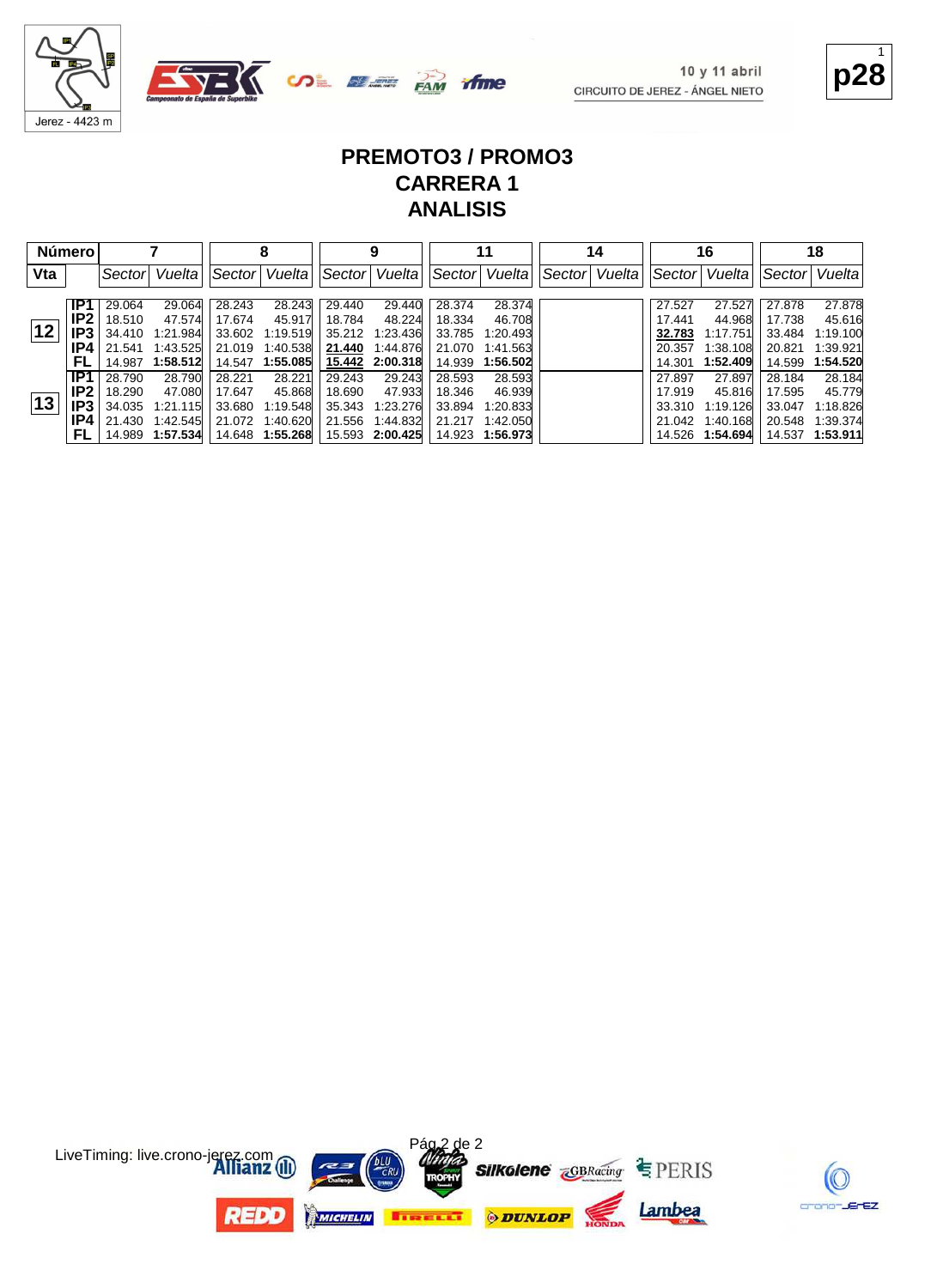# PREMOTO3 / PROMO3
## CARRERA 1
## ANALISIS

| Número | | 7 | | 8 | | 9 | | 11 | | 14 | | 16 | | 18 | |
|---|---|---|---|---|---|---|---|---|---|---|---|---|---|---|---|
| Vta | | Sector | Vuelta | Sector | Vuelta | Sector | Vuelta | Sector | Vuelta | Sector | Vuelta | Sector | Vuelta | Sector | Vuelta |
| 12 | IP1 | 29.064 | 29.064 | 28.243 | 28.243 | 29.440 | 29.440 | 28.374 | 28.374 | | | 27.527 | 27.527 | 27.878 | 27.878 |
| | IP2 | 18.510 | 47.574 | 17.674 | 45.917 | 18.784 | 48.224 | 18.334 | 46.708 | | | 17.441 | 44.968 | 17.738 | 45.616 |
| | IP3 | 34.410 | 1:21.984 | 33.602 | 1:19.519 | 35.212 | 1:23.436 | 33.785 | 1:20.493 | | | **32.783** | 1:17.751 | 33.484 | 1:19.100 |
| | IP4 | 21.541 | 1:43.525 | 21.019 | 1:40.538 | **21.440** | 1:44.876 | 21.070 | 1:41.563 | | | 20.357 | 1:38.108 | 20.821 | 1:39.921 |
| | FL | 14.987 | **1:58.512** | 14.547 | **1:55.085** | **15.442** | **2:00.318** | 14.939 | **1:56.502** | | | 14.301 | **1:52.409** | 14.599 | **1:54.520** |
| 13 | IP1 | 28.790 | 28.790 | 28.221 | 28.221 | 29.243 | 29.243 | 28.593 | 28.593 | | | 27.897 | 27.897 | 28.184 | 28.184 |
| | IP2 | 18.290 | 47.080 | 17.647 | 45.868 | 18.690 | 47.933 | 18.346 | 46.939 | | | 17.919 | 45.816 | 17.595 | 45.779 |
| | IP3 | 34.035 | 1:21.115 | 33.680 | 1:19.548 | 35.343 | 1:23.276 | 33.894 | 1:20.833 | | | 33.310 | 1:19.126 | 33.047 | 1:18.826 |
| | IP4 | 21.430 | 1:42.545 | 21.072 | 1:40.620 | 21.556 | 1:44.832 | 21.217 | 1:42.050 | | | 21.042 | 1:40.168 | 20.548 | 1:39.374 |
| | FL | 14.989 | **1:57.534** | 14.648 | **1:55.268** | 15.593 | **2:00.425** | 14.923 | **1:56.973** | | | 14.526 | **1:54.694** | 14.537 | **1:53.911** |

LiveTiming: live.crono-jerez.com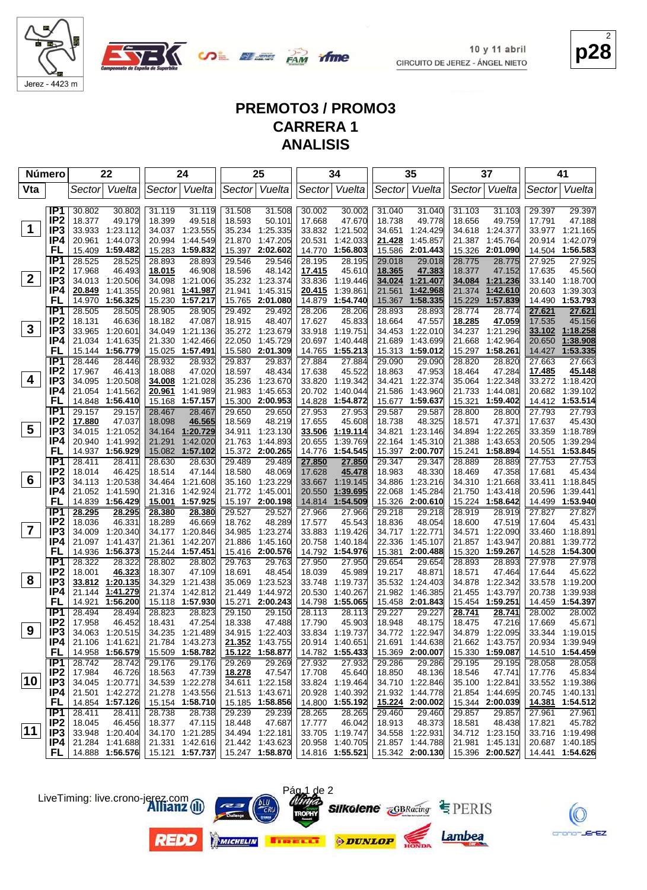# PREMOTO3 / PROMO3
## CARRERA 1
## ANALISIS

| Número | | 22 | | 24 | | 25 | | 34 | | 35 | | 37 | | 41 | |
|---|---|---|---|---|---|---|---|---|---|---|---|---|---|---|---|
| Vta | | Sector | Vuelta | Sector | Vuelta | Sector | Vuelta | Sector | Vuelta | Sector | Vuelta | Sector | Vuelta | Sector | Vuelta |
| 1 | IP1 | 30.802 | 30.802 | 31.119 | 31.119 | 31.508 | 31.508 | 30.002 | 30.002 | 31.040 | 31.040 | 31.103 | 31.103 | 29.397 | 29.397 |
| | IP2 | 18.377 | 49.179 | 18.399 | 49.518 | 18.593 | 50.101 | 17.668 | 47.670 | 18.738 | 49.778 | 18.656 | 49.759 | 17.791 | 47.188 |
| | IP3 | 33.933 | 1:23.112 | 34.037 | 1:23.555 | 35.234 | 1:25.335 | 33.832 | 1:21.502 | 34.651 | 1:24.429 | 34.618 | 1:24.377 | 33.977 | 1:21.165 |
| | IP4 | 20.961 | 1:44.073 | 20.994 | 1:44.549 | 21.870 | 1:47.205 | 20.531 | 1:42.033 | 21.428 | 1:45.857 | 21.387 | 1:45.764 | 20.914 | 1:42.079 |
| | FL | 15.409 | 1:59.482 | 15.283 | 1:59.832 | 15.397 | 2:02.602 | 14.770 | 1:56.803 | 15.586 | 2:01.443 | 15.326 | 2:01.090 | 14.504 | 1:56.583 |
| 2 | IP1 | 28.525 | 28.525 | 28.893 | 28.893 | 29.546 | 29.546 | 28.195 | 28.195 | 29.018 | 29.018 | 28.775 | 28.775 | 27.925 | 27.925 |
| | IP2 | 17.968 | 46.493 | 18.015 | 46.908 | 18.596 | 48.142 | 17.415 | 45.610 | 18.365 | 47.383 | 18.377 | 47.152 | 17.635 | 45.560 |
| | IP3 | 34.013 | 1:20.506 | 34.098 | 1:21.006 | 35.232 | 1:23.374 | 33.836 | 1:19.446 | 34.024 | 1:21.407 | 34.084 | 1:21.236 | 33.140 | 1:18.700 |
| | IP4 | 20.849 | 1:41.355 | 20.981 | 1:41.987 | 21.941 | 1:45.315 | 20.415 | 1:39.861 | 21.561 | 1:42.968 | 21.374 | 1:42.610 | 20.603 | 1:39.303 |
| | FL | 14.970 | 1:56.325 | 15.230 | 1:57.217 | 15.765 | 2:01.080 | 14.879 | 1:54.740 | 15.367 | 1:58.335 | 15.229 | 1:57.839 | 14.490 | 1:53.793 |
| 3 | IP1 | 28.505 | 28.505 | 28.905 | 28.905 | 29.492 | 29.492 | 28.206 | 28.206 | 28.893 | 28.893 | 28.774 | 28.774 | 27.621 | 27.621 |
| | IP2 | 18.131 | 46.636 | 18.182 | 47.087 | 18.915 | 48.407 | 17.627 | 45.833 | 18.664 | 47.557 | 18.285 | 47.059 | 17.535 | 45.156 |
| | IP3 | 33.965 | 1:20.601 | 34.049 | 1:21.136 | 35.272 | 1:23.679 | 33.918 | 1:19.751 | 34.453 | 1:22.010 | 34.237 | 1:21.296 | 33.102 | 1:18.258 |
| | IP4 | 21.034 | 1:41.635 | 21.330 | 1:42.466 | 22.050 | 1:45.729 | 20.697 | 1:40.448 | 21.689 | 1:43.699 | 21.668 | 1:42.964 | 20.650 | 1:38.908 |
| | FL | 15.144 | 1:56.779 | 15.025 | 1:57.491 | 15.580 | 2:01.309 | 14.765 | 1:55.213 | 15.313 | 1:59.012 | 15.297 | 1:58.261 | 14.427 | 1:53.335 |
| 4 | IP1 | 28.446 | 28.446 | 28.932 | 28.932 | 29.837 | 29.837 | 27.884 | 27.884 | 29.090 | 29.090 | 28.820 | 28.820 | 27.663 | 27.663 |
| | IP2 | 17.967 | 46.413 | 18.088 | 47.020 | 18.597 | 48.434 | 17.638 | 45.522 | 18.863 | 47.953 | 18.464 | 47.284 | 17.485 | 45.148 |
| | IP3 | 34.095 | 1:20.508 | 34.008 | 1:21.028 | 35.236 | 1:23.670 | 33.820 | 1:19.342 | 34.421 | 1:22.374 | 35.064 | 1:22.348 | 33.272 | 1:18.420 |
| | IP4 | 21.054 | 1:41.562 | 20.961 | 1:41.989 | 21.983 | 1:45.653 | 20.702 | 1:40.044 | 21.586 | 1:43.960 | 21.733 | 1:44.081 | 20.682 | 1:39.102 |
| | FL | 14.848 | 1:56.410 | 15.168 | 1:57.157 | 15.300 | 2:00.953 | 14.828 | 1:54.872 | 15.677 | 1:59.637 | 15.321 | 1:59.402 | 14.412 | 1:53.514 |
| 5 | IP1 | 29.157 | 29.157 | 28.467 | 28.467 | 29.650 | 29.650 | 27.953 | 27.953 | 29.587 | 29.587 | 28.800 | 28.800 | 27.793 | 27.793 |
| | IP2 | 17.880 | 47.037 | 18.098 | 46.565 | 18.569 | 48.219 | 17.655 | 45.608 | 18.738 | 48.325 | 18.571 | 47.371 | 17.637 | 45.430 |
| | IP3 | 34.015 | 1:21.052 | 34.164 | 1:20.729 | 34.911 | 1:23.130 | 33.506 | 1:19.114 | 34.821 | 1:23.146 | 34.894 | 1:22.265 | 33.359 | 1:18.789 |
| | IP4 | 20.940 | 1:41.992 | 21.291 | 1:42.020 | 21.763 | 1:44.893 | 20.655 | 1:39.769 | 22.164 | 1:45.310 | 21.388 | 1:43.653 | 20.505 | 1:39.294 |
| | FL | 14.937 | 1:56.929 | 15.082 | 1:57.102 | 15.372 | 2:00.265 | 14.776 | 1:54.545 | 15.397 | 2:00.707 | 15.241 | 1:58.894 | 14.551 | 1:53.845 |
| 6 | IP1 | 28.411 | 28.411 | 28.630 | 28.630 | 29.489 | 29.489 | 27.850 | 27.850 | 29.347 | 29.347 | 28.889 | 28.889 | 27.753 | 27.753 |
| | IP2 | 18.014 | 46.425 | 18.514 | 47.144 | 18.580 | 48.069 | 17.628 | 45.478 | 18.983 | 48.330 | 18.469 | 47.358 | 17.681 | 45.434 |
| | IP3 | 34.113 | 1:20.538 | 34.464 | 1:21.608 | 35.160 | 1:23.229 | 33.667 | 1:19.145 | 34.886 | 1:23.216 | 34.310 | 1:21.668 | 33.411 | 1:18.845 |
| | IP4 | 21.052 | 1:41.590 | 21.316 | 1:42.924 | 21.772 | 1:45.001 | 20.550 | 1:39.695 | 22.068 | 1:45.284 | 21.750 | 1:43.418 | 20.596 | 1:39.441 |
| | FL | 14.839 | 1:56.429 | 15.001 | 1:57.925 | 15.197 | 2:00.198 | 14.814 | 1:54.509 | 15.326 | 2:00.610 | 15.224 | 1:58.642 | 14.499 | 1:53.940 |
| 7 | IP1 | 28.295 | 28.295 | 28.380 | 28.380 | 29.527 | 29.527 | 27.966 | 27.966 | 29.218 | 29.218 | 28.919 | 28.919 | 27.827 | 27.827 |
| | IP2 | 18.036 | 46.331 | 18.289 | 46.669 | 18.762 | 48.289 | 17.577 | 45.543 | 18.836 | 48.054 | 18.600 | 47.519 | 17.604 | 45.431 |
| | IP3 | 34.009 | 1:20.340 | 34.177 | 1:20.846 | 34.985 | 1:23.274 | 33.883 | 1:19.426 | 34.717 | 1:22.771 | 34.571 | 1:22.090 | 33.460 | 1:18.891 |
| | IP4 | 21.097 | 1:41.437 | 21.361 | 1:42.207 | 21.886 | 1:45.160 | 20.758 | 1:40.184 | 22.336 | 1:45.107 | 21.857 | 1:43.947 | 20.881 | 1:39.772 |
| | FL | 14.936 | 1:56.373 | 15.244 | 1:57.451 | 15.416 | 2:00.576 | 14.792 | 1:54.976 | 15.381 | 2:00.488 | 15.320 | 1:59.267 | 14.528 | 1:54.300 |
| 8 | IP1 | 28.322 | 28.322 | 28.802 | 28.802 | 29.763 | 29.763 | 27.950 | 27.950 | 29.654 | 29.654 | 28.893 | 28.893 | 27.978 | 27.978 |
| | IP2 | 18.001 | 46.323 | 18.307 | 47.109 | 18.691 | 48.454 | 18.039 | 45.989 | 19.217 | 48.871 | 18.571 | 47.464 | 17.644 | 45.622 |
| | IP3 | 33.812 | 1:20.135 | 34.329 | 1:21.438 | 35.069 | 1:23.523 | 33.748 | 1:19.737 | 35.532 | 1:24.403 | 34.878 | 1:22.342 | 33.578 | 1:19.200 |
| | IP4 | 21.144 | 1:41.279 | 21.374 | 1:42.812 | 21.449 | 1:44.972 | 20.530 | 1:40.267 | 21.982 | 1:46.385 | 21.455 | 1:43.797 | 20.738 | 1:39.938 |
| | FL | 14.921 | 1:56.200 | 15.118 | 1:57.930 | 15.271 | 2:00.243 | 14.798 | 1:55.065 | 15.458 | 2:01.843 | 15.454 | 1:59.251 | 14.459 | 1:54.397 |
| 9 | IP1 | 28.494 | 28.494 | 28.823 | 28.823 | 29.150 | 29.150 | 28.113 | 28.113 | 29.227 | 29.227 | 28.741 | 28.741 | 28.002 | 28.002 |
| | IP2 | 17.958 | 46.452 | 18.431 | 47.254 | 18.338 | 47.488 | 17.790 | 45.903 | 18.948 | 48.175 | 18.475 | 47.216 | 17.669 | 45.671 |
| | IP3 | 34.063 | 1:20.515 | 34.235 | 1:21.489 | 34.915 | 1:22.403 | 33.834 | 1:19.737 | 34.772 | 1:22.947 | 34.879 | 1:22.095 | 33.344 | 1:19.015 |
| | IP4 | 21.106 | 1:41.621 | 21.784 | 1:43.273 | 21.352 | 1:43.755 | 20.914 | 1:40.651 | 21.691 | 1:44.638 | 21.662 | 1:43.757 | 20.934 | 1:39.949 |
| | FL | 14.958 | 1:56.579 | 15.509 | 1:58.782 | 15.122 | 1:58.877 | 14.782 | 1:55.433 | 15.369 | 2:00.007 | 15.330 | 1:59.087 | 14.510 | 1:54.459 |
| 10 | IP1 | 28.742 | 28.742 | 29.176 | 29.176 | 29.269 | 29.269 | 27.932 | 27.932 | 29.286 | 29.286 | 29.195 | 29.195 | 28.058 | 28.058 |
| | IP2 | 17.984 | 46.726 | 18.563 | 47.739 | 18.278 | 47.547 | 17.708 | 45.640 | 18.850 | 48.136 | 18.546 | 47.741 | 17.776 | 45.834 |
| | IP3 | 34.045 | 1:20.771 | 34.539 | 1:22.278 | 34.611 | 1:22.158 | 33.824 | 1:19.464 | 34.710 | 1:22.846 | 35.100 | 1:22.841 | 33.552 | 1:19.386 |
| | IP4 | 21.501 | 1:42.272 | 21.278 | 1:43.556 | 21.513 | 1:43.671 | 20.928 | 1:40.392 | 21.932 | 1:44.778 | 21.854 | 1:44.695 | 20.745 | 1:40.131 |
| | FL | 14.854 | 1:57.126 | 15.154 | 1:58.710 | 15.185 | 1:58.856 | 14.800 | 1:55.192 | 15.224 | 2:00.002 | 15.344 | 2:00.039 | 14.381 | 1:54.512 |
| 11 | IP1 | 28.411 | 28.411 | 28.738 | 28.738 | 29.239 | 29.239 | 28.265 | 28.265 | 29.460 | 29.460 | 29.857 | 29.857 | 27.961 | 27.961 |
| | IP2 | 18.045 | 46.456 | 18.377 | 47.115 | 18.448 | 47.687 | 17.777 | 46.042 | 18.913 | 48.373 | 18.581 | 48.438 | 17.821 | 45.782 |
| | IP3 | 33.948 | 1:20.404 | 34.170 | 1:21.285 | 34.494 | 1:22.181 | 33.705 | 1:19.747 | 34.558 | 1:22.931 | 34.712 | 1:23.150 | 33.716 | 1:19.498 |
| | IP4 | 21.284 | 1:41.688 | 21.331 | 1:42.616 | 21.442 | 1:43.623 | 20.958 | 1:40.705 | 21.857 | 1:44.788 | 21.981 | 1:45.131 | 20.687 | 1:40.185 |
| | FL | 14.888 | 1:56.576 | 15.121 | 1:57.737 | 15.247 | 1:58.870 | 14.816 | 1:55.521 | 15.342 | 2:00.130 | 15.396 | 2:00.527 | 14.441 | 1:54.626 |

LiveTiming: live.crono-jerez.com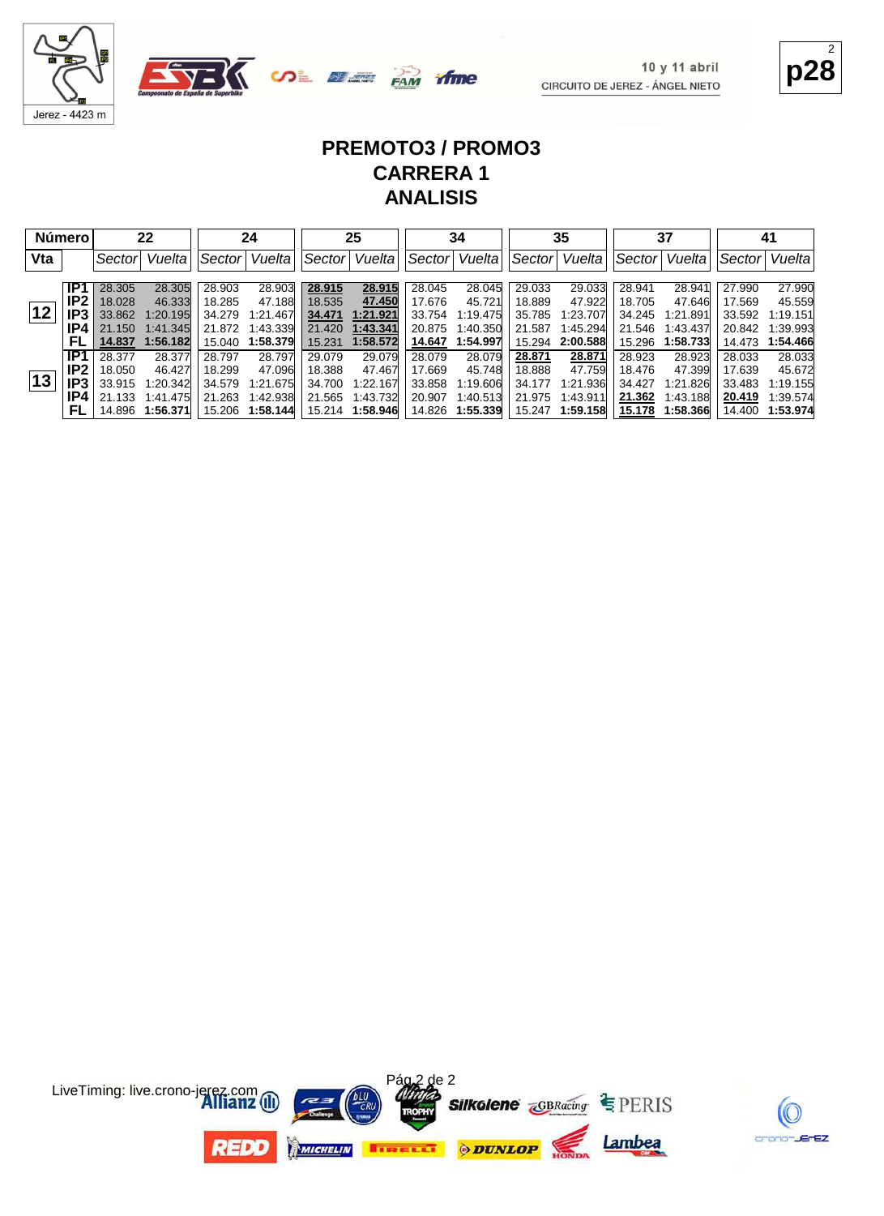# PREMOTO3 / PROMO3

## CARRERA 1

## ANALISIS

| Número | | 22 | | 24 | | 25 | | 34 | | 35 | | 37 | | 41 | |
|---|---|---|---|---|---|---|---|---|---|---|---|---|---|---|---|
| Vta | | Sector | Vuelta | Sector | Vuelta | Sector | Vuelta | Sector | Vuelta | Sector | Vuelta | Sector | Vuelta | Sector | Vuelta |
| 12 | IP1 | 28.305 | 28.305 | 28.903 | 28.903 | **28.915** | **28.915** | 28.045 | 28.045 | 29.033 | 29.033 | 28.941 | 28.941 | 27.990 | 27.990 |
| | IP2 | 18.028 | 46.333 | 18.285 | 47.188 | 18.535 | **47.450** | 17.676 | 45.721 | 18.889 | 47.922 | 18.705 | 47.646 | 17.569 | 45.559 |
| | IP3 | 33.862 | 1:20.195 | 34.279 | 1:21.467 | **34.471** | **1:21.921** | 33.754 | 1:19.475 | 35.785 | 1:23.707 | 34.245 | 1:21.891 | 33.592 | 1:19.151 |
| | IP4 | 21.150 | 1:41.345 | 21.872 | 1:43.339 | 21.420 | **1:43.341** | 20.875 | 1:40.350 | 21.587 | 1:45.294 | 21.546 | 1:43.437 | 20.842 | 1:39.993 |
| | FL | **14.837** | **1:56.182** | 15.040 | **1:58.379** | 15.231 | **1:58.572** | **14.647** | **1:54.997** | 15.294 | **2:00.588** | 15.296 | **1:58.733** | 14.473 | **1:54.466** |
| 13 | IP1 | 28.377 | 28.377 | 28.797 | 28.797 | 29.079 | 29.079 | 28.079 | 28.079 | **28.871** | **28.871** | 28.923 | 28.923 | 28.033 | 28.033 |
| | IP2 | 18.050 | 46.427 | 18.299 | 47.096 | 18.388 | 47.467 | 17.669 | 45.748 | 18.888 | 47.759 | 18.476 | 47.399 | 17.639 | 45.672 |
| | IP3 | 33.915 | 1:20.342 | 34.579 | 1:21.675 | 34.700 | 1:22.167 | 33.858 | 1:19.606 | 34.177 | 1:21.936 | 34.427 | 1:21.826 | 33.483 | 1:19.155 |
| | IP4 | 21.133 | 1:41.475 | 21.263 | 1:42.938 | 21.565 | 1:43.732 | 20.907 | 1:40.513 | 21.975 | 1:43.911 | **21.362** | 1:43.188 | **20.419** | 1:39.574 |
| | FL | 14.896 | **1:56.371** | 15.206 | **1:58.144** | 15.214 | **1:58.946** | 14.826 | **1:55.339** | 15.247 | **1:59.158** | **15.178** | **1:58.366** | 14.400 | **1:53.974** |

LiveTiming: live.crono-jerez.com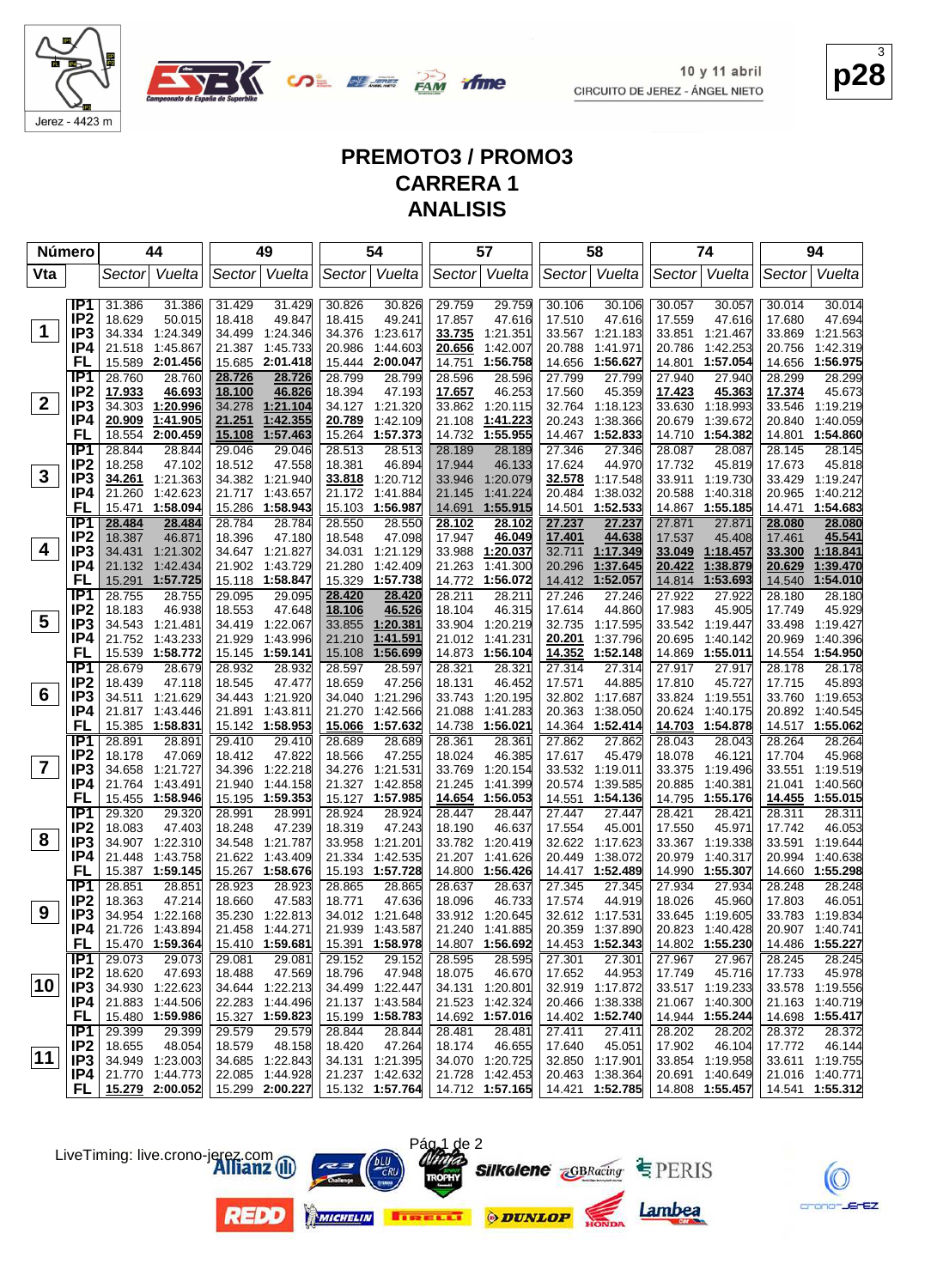10 y 11 abril
CIRCUITO DE JEREZ - ÁNGEL NIETO

p28

# PREMOTO3 / PROMO3
# CARRERA 1
# ANALISIS

| Vta | | 44 Sector | 44 Vuelta | 49 Sector | 49 Vuelta | 54 Sector | 54 Vuelta | 57 Sector | 57 Vuelta | 58 Sector | 58 Vuelta | 74 Sector | 74 Vuelta | 94 Sector | 94 Vuelta |
|---|---|---|---|---|---|---|---|---|---|---|---|---|---|---|---|
| 1 | IP1 | 31.386 | 31.386 | 31.429 | 31.429 | 30.826 | 30.826 | 29.759 | 29.759 | 30.106 | 30.106 | 30.057 | 30.057 | 30.014 | 30.014 |
| | IP2 | 18.629 | 50.015 | 18.418 | 49.847 | 18.415 | 49.241 | 17.857 | 47.616 | 17.510 | 47.616 | 17.559 | 47.616 | 17.680 | 47.694 |
| | IP3 | 34.334 | 1:24.349 | 34.499 | 1:24.346 | 34.376 | 1:23.617 | 33.735 | 1:21.351 | 33.567 | 1:21.183 | 33.851 | 1:21.467 | 33.869 | 1:21.563 |
| | IP4 | 21.518 | 1:45.867 | 21.387 | 1:45.733 | 20.986 | 1:44.603 | 20.656 | 1:42.007 | 20.788 | 1:41.971 | 20.786 | 1:42.253 | 20.756 | 1:42.319 |
| | FL | 15.589 | 2:01.456 | 15.685 | 2:01.418 | 15.444 | 2:00.047 | 14.751 | 1:56.758 | 14.656 | 1:56.627 | 14.801 | 1:57.054 | 14.656 | 1:56.975 |
| 2 | IP1 | 28.760 | 28.760 | 28.726 | 28.726 | 28.799 | 28.799 | 28.596 | 28.596 | 27.799 | 27.799 | 27.940 | 27.940 | 28.299 | 28.299 |
| | IP2 | 17.933 | 46.693 | 18.100 | 46.826 | 18.394 | 47.193 | 17.657 | 46.253 | 17.560 | 45.359 | 17.423 | 45.363 | 17.374 | 45.673 |
| | IP3 | 34.303 | 1:20.996 | 34.278 | 1:21.104 | 34.127 | 1:21.320 | 33.862 | 1:20.115 | 32.764 | 1:18.123 | 33.630 | 1:18.993 | 33.546 | 1:19.219 |
| | IP4 | 20.909 | 1:41.905 | 21.251 | 1:42.355 | 20.789 | 1:42.109 | 21.108 | 1:41.223 | 20.243 | 1:38.366 | 20.679 | 1:39.672 | 20.840 | 1:40.059 |
| | FL | 18.554 | 2:00.459 | 15.108 | 1:57.463 | 15.264 | 1:57.373 | 14.732 | 1:55.955 | 14.467 | 1:52.833 | 14.710 | 1:54.382 | 14.801 | 1:54.860 |
| 3 | IP1 | 28.844 | 28.844 | 29.046 | 29.046 | 28.513 | 28.513 | 28.189 | 28.189 | 27.346 | 27.346 | 28.087 | 28.087 | 28.145 | 28.145 |
| | IP2 | 18.258 | 47.102 | 18.512 | 47.558 | 18.381 | 46.894 | 17.944 | 46.133 | 17.624 | 44.970 | 17.732 | 45.819 | 17.673 | 45.818 |
| | IP3 | 34.261 | 1:21.363 | 34.382 | 1:21.940 | 33.818 | 1:20.712 | 33.946 | 1:20.079 | 32.578 | 1:17.548 | 33.911 | 1:19.730 | 33.429 | 1:19.247 |
| | IP4 | 21.260 | 1:42.623 | 21.717 | 1:43.657 | 21.172 | 1:41.884 | 21.145 | 1:41.224 | 20.484 | 1:38.032 | 20.588 | 1:40.318 | 20.965 | 1:40.212 |
| | FL | 15.471 | 1:58.094 | 15.286 | 1:58.943 | 15.103 | 1:56.987 | 14.691 | 1:55.915 | 14.501 | 1:52.533 | 14.867 | 1:55.185 | 14.471 | 1:54.683 |
| 4 | IP1 | 28.484 | 28.484 | 28.784 | 28.784 | 28.550 | 28.550 | 28.102 | 28.102 | 27.237 | 27.237 | 27.871 | 27.871 | 28.080 | 28.080 |
| | IP2 | 18.387 | 46.871 | 18.396 | 47.180 | 18.548 | 47.098 | 17.947 | 46.049 | 17.401 | 44.638 | 17.537 | 45.408 | 17.461 | 45.541 |
| | IP3 | 34.431 | 1:21.302 | 34.647 | 1:21.827 | 34.031 | 1:21.129 | 33.988 | 1:20.037 | 32.711 | 1:17.349 | 33.049 | 1:18.457 | 33.300 | 1:18.841 |
| | IP4 | 21.132 | 1:42.434 | 21.902 | 1:43.729 | 21.280 | 1:42.409 | 21.263 | 1:41.300 | 20.296 | 1:37.645 | 20.422 | 1:38.879 | 20.629 | 1:39.470 |
| | FL | 15.291 | 1:57.725 | 15.118 | 1:58.847 | 15.329 | 1:57.738 | 14.772 | 1:56.072 | 14.412 | 1:52.057 | 14.814 | 1:53.693 | 14.540 | 1:54.010 |
| 5 | IP1 | 28.755 | 28.755 | 29.095 | 29.095 | 28.420 | 28.420 | 28.211 | 28.211 | 27.246 | 27.246 | 27.922 | 27.922 | 28.180 | 28.180 |
| | IP2 | 18.183 | 46.938 | 18.553 | 47.648 | 18.106 | 46.526 | 18.104 | 46.315 | 17.614 | 44.860 | 17.983 | 45.905 | 17.749 | 45.929 |
| | IP3 | 34.543 | 1:21.481 | 34.419 | 1:22.067 | 33.855 | 1:20.381 | 33.904 | 1:20.219 | 32.735 | 1:17.595 | 33.542 | 1:19.447 | 33.498 | 1:19.427 |
| | IP4 | 21.752 | 1:43.233 | 21.929 | 1:43.996 | 21.210 | 1:41.591 | 21.012 | 1:41.231 | 20.201 | 1:37.796 | 20.695 | 1:40.142 | 20.969 | 1:40.396 |
| | FL | 15.539 | 1:58.772 | 15.145 | 1:59.141 | 15.108 | 1:56.699 | 14.873 | 1:56.104 | 14.352 | 1:52.148 | 14.869 | 1:55.011 | 14.554 | 1:54.950 |
| 6 | IP1 | 28.679 | 28.679 | 28.932 | 28.932 | 28.597 | 28.597 | 28.321 | 28.321 | 27.314 | 27.314 | 27.917 | 27.917 | 28.178 | 28.178 |
| | IP2 | 18.439 | 47.118 | 18.545 | 47.477 | 18.659 | 47.256 | 18.131 | 46.452 | 17.571 | 44.885 | 17.810 | 45.727 | 17.715 | 45.893 |
| | IP3 | 34.511 | 1:21.629 | 34.443 | 1:21.920 | 34.040 | 1:21.296 | 33.743 | 1:20.195 | 32.802 | 1:17.687 | 33.824 | 1:19.551 | 33.760 | 1:19.653 |
| | IP4 | 21.817 | 1:43.446 | 21.891 | 1:43.811 | 21.270 | 1:42.566 | 21.088 | 1:41.283 | 20.363 | 1:38.050 | 20.624 | 1:40.175 | 20.892 | 1:40.545 |
| | FL | 15.385 | 1:58.831 | 15.142 | 1:58.953 | 15.066 | 1:57.632 | 14.738 | 1:56.021 | 14.364 | 1:52.414 | 14.703 | 1:54.878 | 14.517 | 1:55.062 |
| 7 | IP1 | 28.891 | 28.891 | 29.410 | 29.410 | 28.689 | 28.689 | 28.361 | 28.361 | 27.862 | 27.862 | 28.043 | 28.043 | 28.264 | 28.264 |
| | IP2 | 18.178 | 47.069 | 18.412 | 47.822 | 18.566 | 47.255 | 18.024 | 46.385 | 17.617 | 45.479 | 18.078 | 46.121 | 17.704 | 45.968 |
| | IP3 | 34.658 | 1:21.727 | 34.396 | 1:22.218 | 34.276 | 1:21.531 | 33.769 | 1:20.154 | 33.532 | 1:19.011 | 33.375 | 1:19.496 | 33.551 | 1:19.519 |
| | IP4 | 21.764 | 1:43.491 | 21.940 | 1:44.158 | 21.327 | 1:42.858 | 21.245 | 1:41.399 | 20.574 | 1:39.585 | 20.885 | 1:40.381 | 21.041 | 1:40.560 |
| | FL | 15.455 | 1:58.946 | 15.195 | 1:59.353 | 15.127 | 1:57.985 | 14.654 | 1:56.053 | 14.551 | 1:54.136 | 14.795 | 1:55.176 | 14.455 | 1:55.015 |
| 8 | IP1 | 29.320 | 29.320 | 28.991 | 28.991 | 28.924 | 28.924 | 28.447 | 28.447 | 27.447 | 27.447 | 28.421 | 28.421 | 28.311 | 28.311 |
| | IP2 | 18.083 | 47.403 | 18.248 | 47.239 | 18.319 | 47.243 | 18.190 | 46.637 | 17.554 | 45.001 | 17.550 | 45.971 | 17.742 | 46.053 |
| | IP3 | 34.907 | 1:22.310 | 34.548 | 1:21.787 | 33.958 | 1:21.201 | 33.782 | 1:20.419 | 32.622 | 1:17.623 | 33.367 | 1:19.338 | 33.591 | 1:19.644 |
| | IP4 | 21.448 | 1:43.758 | 21.622 | 1:43.409 | 21.334 | 1:42.535 | 21.207 | 1:41.626 | 20.449 | 1:38.072 | 20.979 | 1:40.317 | 20.994 | 1:40.638 |
| | FL | 15.387 | 1:59.145 | 15.267 | 1:58.676 | 15.193 | 1:57.728 | 14.800 | 1:56.426 | 14.417 | 1:52.489 | 14.990 | 1:55.307 | 14.660 | 1:55.298 |
| 9 | IP1 | 28.851 | 28.851 | 28.923 | 28.923 | 28.865 | 28.865 | 28.637 | 28.637 | 27.345 | 27.345 | 27.934 | 27.934 | 28.248 | 28.248 |
| | IP2 | 18.363 | 47.214 | 18.660 | 47.583 | 18.771 | 47.636 | 18.096 | 46.733 | 17.574 | 44.919 | 18.026 | 45.960 | 17.803 | 46.051 |
| | IP3 | 34.954 | 1:22.168 | 35.230 | 1:22.813 | 34.012 | 1:21.648 | 33.912 | 1:20.645 | 32.612 | 1:17.531 | 33.645 | 1:19.605 | 33.783 | 1:19.834 |
| | IP4 | 21.726 | 1:43.894 | 21.458 | 1:44.271 | 21.939 | 1:43.587 | 21.240 | 1:41.885 | 20.359 | 1:37.890 | 20.823 | 1:40.428 | 20.907 | 1:40.741 |
| | FL | 15.470 | 1:59.364 | 15.410 | 1:59.681 | 15.391 | 1:58.978 | 14.807 | 1:56.692 | 14.453 | 1:52.343 | 14.802 | 1:55.230 | 14.486 | 1:55.227 |
| 10 | IP1 | 29.073 | 29.073 | 29.081 | 29.081 | 29.152 | 29.152 | 28.595 | 28.595 | 27.301 | 27.301 | 27.967 | 27.967 | 28.245 | 28.245 |
| | IP2 | 18.620 | 47.693 | 18.488 | 47.569 | 18.796 | 47.948 | 18.075 | 46.670 | 17.652 | 44.953 | 17.749 | 45.716 | 17.733 | 45.978 |
| | IP3 | 34.930 | 1:22.623 | 34.644 | 1:22.213 | 34.499 | 1:22.447 | 34.131 | 1:20.801 | 32.919 | 1:17.872 | 33.517 | 1:19.233 | 33.578 | 1:19.556 |
| | IP4 | 21.883 | 1:44.506 | 22.283 | 1:44.496 | 21.137 | 1:43.584 | 21.523 | 1:42.324 | 20.466 | 1:38.338 | 21.067 | 1:40.300 | 21.163 | 1:40.719 |
| | FL | 15.480 | 1:59.986 | 15.327 | 1:59.823 | 15.199 | 1:58.783 | 14.692 | 1:57.016 | 14.402 | 1:52.740 | 14.944 | 1:55.244 | 14.698 | 1:55.417 |
| 11 | IP1 | 29.399 | 29.399 | 29.579 | 29.579 | 28.844 | 28.844 | 28.481 | 28.481 | 27.411 | 27.411 | 28.202 | 28.202 | 28.372 | 28.372 |
| | IP2 | 18.655 | 48.054 | 18.579 | 48.158 | 18.420 | 47.264 | 18.174 | 46.655 | 17.640 | 45.051 | 17.902 | 46.104 | 17.772 | 46.144 |
| | IP3 | 34.949 | 1:23.003 | 34.685 | 1:22.843 | 34.131 | 1:21.395 | 34.070 | 1:20.725 | 32.850 | 1:17.901 | 33.854 | 1:19.958 | 33.611 | 1:19.755 |
| | IP4 | 21.770 | 1:44.773 | 22.085 | 1:44.928 | 21.237 | 1:42.632 | 21.728 | 1:42.453 | 20.463 | 1:38.364 | 20.691 | 1:40.649 | 21.016 | 1:40.771 |
| | FL | 15.279 | 2:00.052 | 15.299 | 2:00.227 | 15.132 | 1:57.764 | 14.712 | 1:57.165 | 14.421 | 1:52.785 | 14.808 | 1:55.457 | 14.541 | 1:55.312 |

LiveTiming: live.crono-jerez.com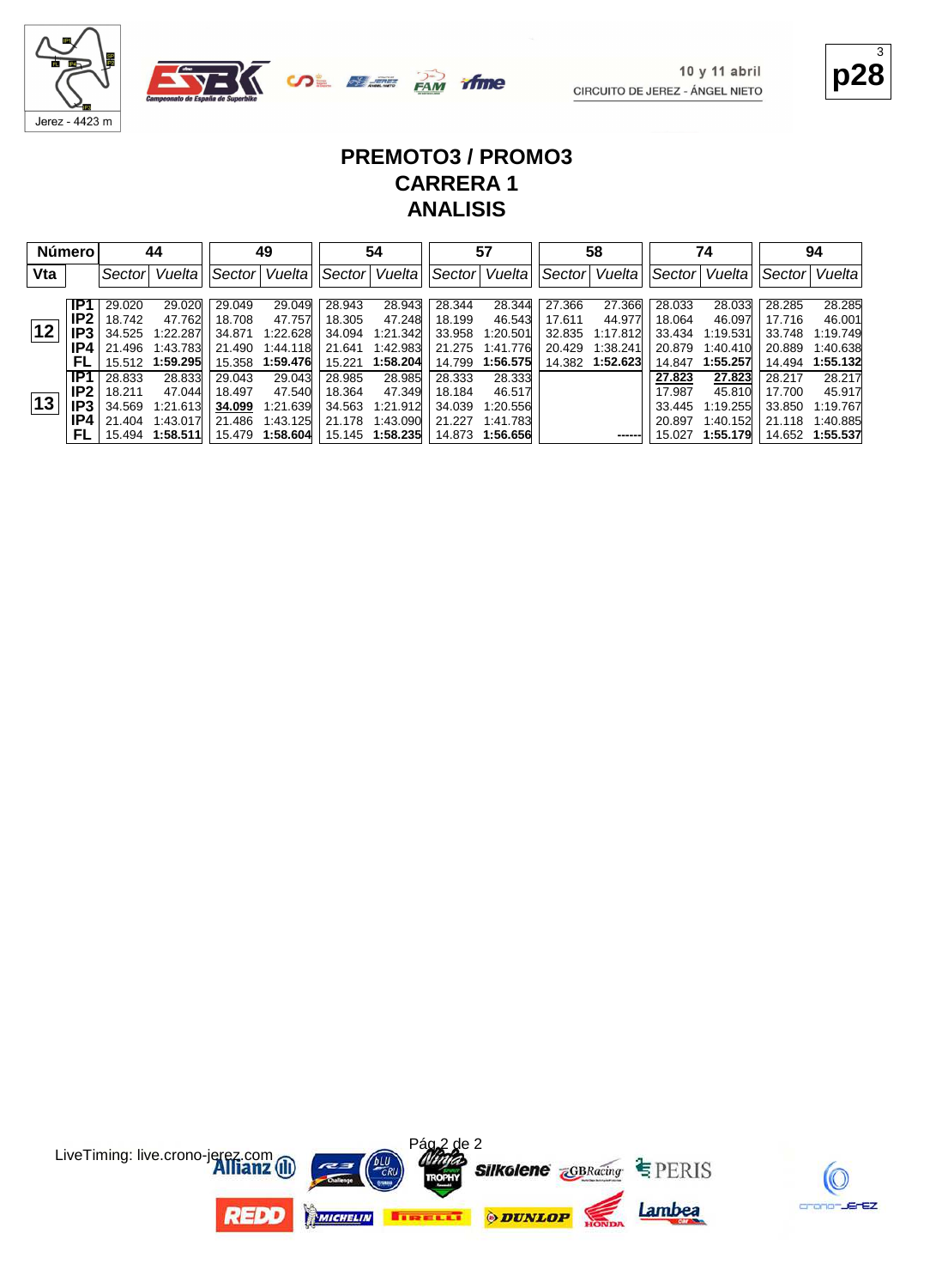10 y 11 abril
CIRCUITO DE JEREZ - ÁNGEL NIETO

p28

# PREMOTO3 / PROMO3
## CARRERA 1
## ANALISIS

| Número | | 44 | | 49 | | 54 | | 57 | | 58 | | 74 | | 94 | |
|---|---|---|---|---|---|---|---|---|---|---|---|---|---|---|---|
| Vta | | Sector | Vuelta | Sector | Vuelta | Sector | Vuelta | Sector | Vuelta | Sector | Vuelta | Sector | Vuelta | Sector | Vuelta |
| 12 | IP1 | 29.020 | 29.020 | 29.049 | 29.049 | 28.943 | 28.943 | 28.344 | 28.344 | 27.366 | 27.366 | 28.033 | 28.033 | 28.285 | 28.285 |
| | IP2 | 18.742 | 47.762 | 18.708 | 47.757 | 18.305 | 47.248 | 18.199 | 46.543 | 17.611 | 44.977 | 18.064 | 46.097 | 17.716 | 46.001 |
| | IP3 | 34.525 | 1:22.287 | 34.871 | 1:22.628 | 34.094 | 1:21.342 | 33.958 | 1:20.501 | 32.835 | 1:17.812 | 33.434 | 1:19.531 | 33.748 | 1:19.749 |
| | IP4 | 21.496 | 1:43.783 | 21.490 | 1:44.118 | 21.641 | 1:42.983 | 21.275 | 1:41.776 | 20.429 | 1:38.241 | 20.879 | 1:40.410 | 20.889 | 1:40.638 |
| | FL | 15.512 | **1:59.295** | 15.358 | **1:59.476** | 15.221 | **1:58.204** | 14.799 | **1:56.575** | 14.382 | **1:52.623** | 14.847 | **1:55.257** | 14.494 | **1:55.132** |
| 13 | IP1 | 28.833 | 28.833 | 29.043 | 29.043 | 28.985 | 28.985 | 28.333 | 28.333 | | | **27.823** | **27.823** | 28.217 | 28.217 |
| | IP2 | 18.211 | 47.044 | 18.497 | 47.540 | 18.364 | 47.349 | 18.184 | 46.517 | | | 17.987 | 45.810 | 17.700 | 45.917 |
| | IP3 | 34.569 | 1:21.613 | **34.099** | 1:21.639 | 34.563 | 1:21.912 | 34.039 | 1:20.556 | | | 33.445 | 1:19.255 | 33.850 | 1:19.767 |
| | IP4 | 21.404 | 1:43.017 | 21.486 | 1:43.125 | 21.178 | 1:43.090 | 21.227 | 1:41.783 | | | 20.897 | 1:40.152 | 21.118 | 1:40.885 |
| | FL | 15.494 | **1:58.511** | 15.479 | **1:58.604** | 15.145 | **1:58.235** | 14.873 | **1:56.656** | | ------ | 15.027 | **1:55.179** | 14.652 | **1:55.537** |

LiveTiming: live.crono-jerez.com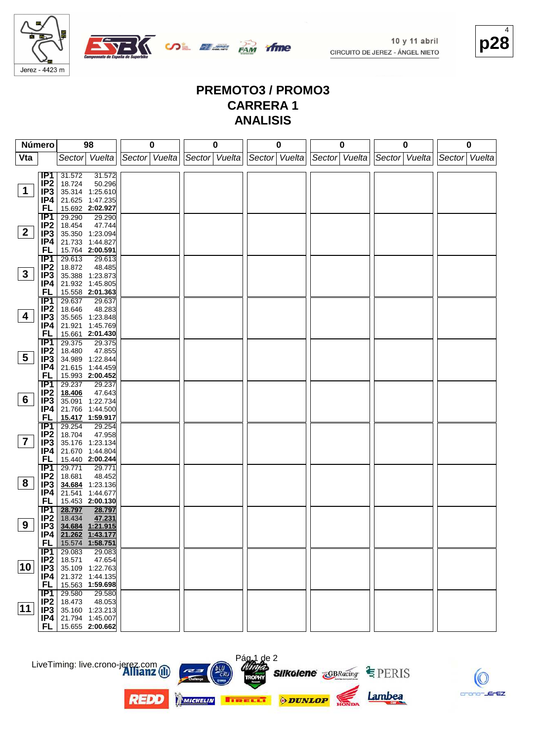10 y 11 abril
CIRCUITO DE JEREZ - ÁNGEL NIETO

Jerez - 4423 m

# PREMOTO3 / PROMO3
# CARRERA 1
# ANALISIS

| Número | | 98 | | 0 | | 0 | | 0 | | 0 | | 0 | | 0 | |
|---|---|---|---|---|---|---|---|---|---|---|---|---|---|---|---|
| Vta | | Sector | Vuelta | Sector | Vuelta | Sector | Vuelta | Sector | Vuelta | Sector | Vuelta | Sector | Vuelta | Sector | Vuelta |
| 1 | IP1 | 31.572 | 31.572 | | | | | | | | | | | | |
| | IP2 | 18.724 | 50.296 | | | | | | | | | | | | |
| | IP3 | 35.314 | 1:25.610 | | | | | | | | | | | | |
| | IP4 | 21.625 | 1:47.235 | | | | | | | | | | | | |
| | FL | 15.692 | **2:02.927** | | | | | | | | | | | | |
| 2 | IP1 | 29.290 | 29.290 | | | | | | | | | | | | |
| | IP2 | 18.454 | 47.744 | | | | | | | | | | | | |
| | IP3 | 35.350 | 1:23.094 | | | | | | | | | | | | |
| | IP4 | 21.733 | 1:44.827 | | | | | | | | | | | | |
| | FL | 15.764 | **2:00.591** | | | | | | | | | | | | |
| 3 | IP1 | 29.613 | 29.613 | | | | | | | | | | | | |
| | IP2 | 18.872 | 48.485 | | | | | | | | | | | | |
| | IP3 | 35.388 | 1:23.873 | | | | | | | | | | | | |
| | IP4 | 21.932 | 1:45.805 | | | | | | | | | | | | |
| | FL | 15.558 | **2:01.363** | | | | | | | | | | | | |
| 4 | IP1 | 29.637 | 29.637 | | | | | | | | | | | | |
| | IP2 | 18.646 | 48.283 | | | | | | | | | | | | |
| | IP3 | 35.565 | 1:23.848 | | | | | | | | | | | | |
| | IP4 | 21.921 | 1:45.769 | | | | | | | | | | | | |
| | FL | 15.661 | **2:01.430** | | | | | | | | | | | | |
| 5 | IP1 | 29.375 | 29.375 | | | | | | | | | | | | |
| | IP2 | 18.480 | 47.855 | | | | | | | | | | | | |
| | IP3 | 34.989 | 1:22.844 | | | | | | | | | | | | |
| | IP4 | 21.615 | 1:44.459 | | | | | | | | | | | | |
| | FL | 15.993 | **2:00.452** | | | | | | | | | | | | |
| 6 | IP1 | 29.237 | 29.237 | | | | | | | | | | | | |
| | IP2 | **18.406** | 47.643 | | | | | | | | | | | | |
| | IP3 | 35.091 | 1:22.734 | | | | | | | | | | | | |
| | IP4 | 21.766 | 1:44.500 | | | | | | | | | | | | |
| | FL | **15.417** | **1:59.917** | | | | | | | | | | | | |
| 7 | IP1 | 29.254 | 29.254 | | | | | | | | | | | | |
| | IP2 | 18.704 | 47.958 | | | | | | | | | | | | |
| | IP3 | 35.176 | 1:23.134 | | | | | | | | | | | | |
| | IP4 | 21.670 | 1:44.804 | | | | | | | | | | | | |
| | FL | 15.440 | **2:00.244** | | | | | | | | | | | | |
| 8 | IP1 | 29.771 | 29.771 | | | | | | | | | | | | |
| | IP2 | 18.681 | 48.452 | | | | | | | | | | | | |
| | IP3 | **34.684** | 1:23.136 | | | | | | | | | | | | |
| | IP4 | 21.541 | 1:44.677 | | | | | | | | | | | | |
| | FL | 15.453 | **2:00.130** | | | | | | | | | | | | |
| 9 | IP1 | **28.797** | **28.797** | | | | | | | | | | | | |
| | IP2 | 18.434 | **47.231** | | | | | | | | | | | | |
| | IP3 | **34.684** | **1:21.915** | | | | | | | | | | | | |
| | IP4 | **21.262** | **1:43.177** | | | | | | | | | | | | |
| | FL | 15.574 | **1:58.751** | | | | | | | | | | | | |
| 10 | IP1 | 29.083 | 29.083 | | | | | | | | | | | | |
| | IP2 | 18.571 | 47.654 | | | | | | | | | | | | |
| | IP3 | 35.109 | 1:22.763 | | | | | | | | | | | | |
| | IP4 | 21.372 | 1:44.135 | | | | | | | | | | | | |
| | FL | 15.563 | **1:59.698** | | | | | | | | | | | | |
| 11 | IP1 | 29.580 | 29.580 | | | | | | | | | | | | |
| | IP2 | 18.473 | 48.053 | | | | | | | | | | | | |
| | IP3 | 35.160 | 1:23.213 | | | | | | | | | | | | |
| | IP4 | 21.794 | 1:45.007 | | | | | | | | | | | | |
| | FL | 15.655 | **2:00.662** | | | | | | | | | | | | |

LiveTiming: live.crono-jerez.com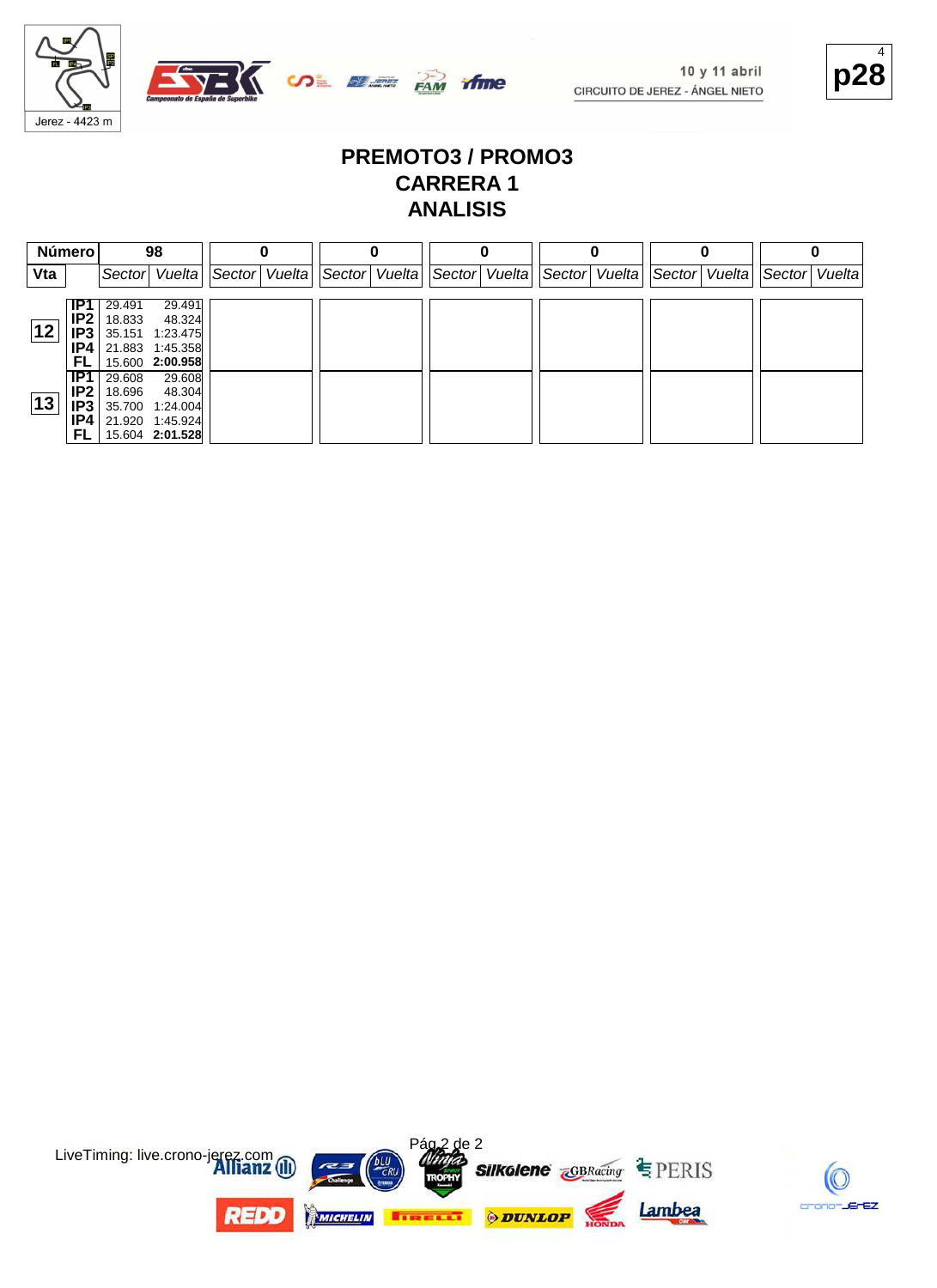# PREMOTO3 / PROMO3
## CARRERA 1
## ANALISIS

| Número | | 98 | | 0 | | 0 | | 0 | | 0 | | 0 | | 0 | |
|---|---|---|---|---|---|---|---|---|---|---|---|---|---|---|---|
| Vta | | Sector | Vuelta | Sector | Vuelta | Sector | Vuelta | Sector | Vuelta | Sector | Vuelta | Sector | Vuelta | Sector | Vuelta |
| 12 | IP1 | 29.491 | 29.491 | | | | | | | | | | | | |
| | IP2 | 18.833 | 48.324 | | | | | | | | | | | | |
| | IP3 | 35.151 | 1:23.475 | | | | | | | | | | | | |
| | IP4 | 21.883 | 1:45.358 | | | | | | | | | | | | |
| | FL | 15.600 | **2:00.958** | | | | | | | | | | | | |
| 13 | IP1 | 29.608 | 29.608 | | | | | | | | | | | | |
| | IP2 | 18.696 | 48.304 | | | | | | | | | | | | |
| | IP3 | 35.700 | 1:24.004 | | | | | | | | | | | | |
| | IP4 | 21.920 | 1:45.924 | | | | | | | | | | | | |
| | FL | 15.604 | **2:01.528** | | | | | | | | | | | | |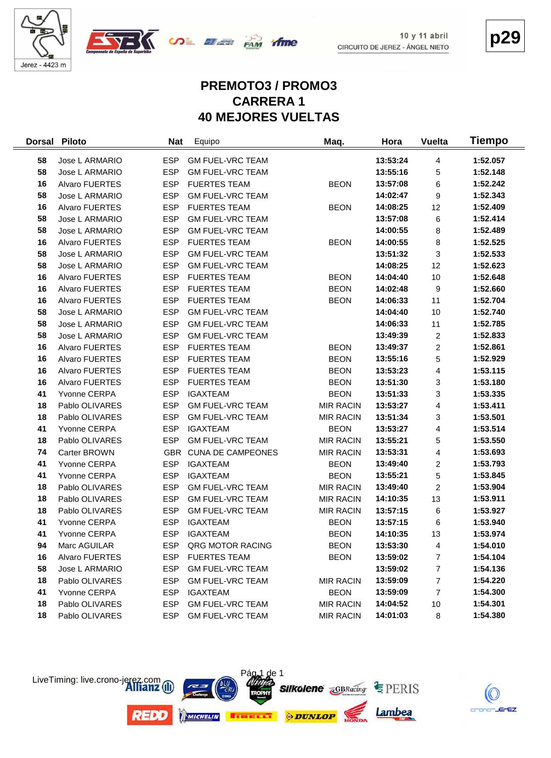10 y 11 abril
CIRCUITO DE JEREZ - ÁNGEL NIETO

Jerez - 4423 m

p29

# PREMOTO3 / PROMO3
# CARRERA 1
# 40 MEJORES VUELTAS

| Dorsal | Piloto | Nat | Equipo | Maq. | Hora | Vuelta | Tiempo |
|---|---|---|---|---|---|---|---|
| 58 | Jose L ARMARIO | ESP | GM FUEL-VRC TEAM | | 13:53:24 | 4 | 1:52.057 |
| 58 | Jose L ARMARIO | ESP | GM FUEL-VRC TEAM | | 13:55:16 | 5 | 1:52.148 |
| 16 | Alvaro FUERTES | ESP | FUERTES TEAM | BEON | 13:57:08 | 6 | 1:52.242 |
| 58 | Jose L ARMARIO | ESP | GM FUEL-VRC TEAM | | 14:02:47 | 9 | 1:52.343 |
| 16 | Alvaro FUERTES | ESP | FUERTES TEAM | BEON | 14:08:25 | 12 | 1:52.409 |
| 58 | Jose L ARMARIO | ESP | GM FUEL-VRC TEAM | | 13:57:08 | 6 | 1:52.414 |
| 58 | Jose L ARMARIO | ESP | GM FUEL-VRC TEAM | | 14:00:55 | 8 | 1:52.489 |
| 16 | Alvaro FUERTES | ESP | FUERTES TEAM | BEON | 14:00:55 | 8 | 1:52.525 |
| 58 | Jose L ARMARIO | ESP | GM FUEL-VRC TEAM | | 13:51:32 | 3 | 1:52.533 |
| 58 | Jose L ARMARIO | ESP | GM FUEL-VRC TEAM | | 14:08:25 | 12 | 1:52.623 |
| 16 | Alvaro FUERTES | ESP | FUERTES TEAM | BEON | 14:04:40 | 10 | 1:52.648 |
| 16 | Alvaro FUERTES | ESP | FUERTES TEAM | BEON | 14:02:48 | 9 | 1:52.660 |
| 16 | Alvaro FUERTES | ESP | FUERTES TEAM | BEON | 14:06:33 | 11 | 1:52.704 |
| 58 | Jose L ARMARIO | ESP | GM FUEL-VRC TEAM | | 14:04:40 | 10 | 1:52.740 |
| 58 | Jose L ARMARIO | ESP | GM FUEL-VRC TEAM | | 14:06:33 | 11 | 1:52.785 |
| 58 | Jose L ARMARIO | ESP | GM FUEL-VRC TEAM | | 13:49:39 | 2 | 1:52.833 |
| 16 | Alvaro FUERTES | ESP | FUERTES TEAM | BEON | 13:49:37 | 2 | 1:52.861 |
| 16 | Alvaro FUERTES | ESP | FUERTES TEAM | BEON | 13:55:16 | 5 | 1:52.929 |
| 16 | Alvaro FUERTES | ESP | FUERTES TEAM | BEON | 13:53:23 | 4 | 1:53.115 |
| 16 | Alvaro FUERTES | ESP | FUERTES TEAM | BEON | 13:51:30 | 3 | 1:53.180 |
| 41 | Yvonne CERPA | ESP | IGAXTEAM | BEON | 13:51:33 | 3 | 1:53.335 |
| 18 | Pablo OLIVARES | ESP | GM FUEL-VRC TEAM | MIR RACIN | 13:53:27 | 4 | 1:53.411 |
| 18 | Pablo OLIVARES | ESP | GM FUEL-VRC TEAM | MIR RACIN | 13:51:34 | 3 | 1:53.501 |
| 41 | Yvonne CERPA | ESP | IGAXTEAM | BEON | 13:53:27 | 4 | 1:53.514 |
| 18 | Pablo OLIVARES | ESP | GM FUEL-VRC TEAM | MIR RACIN | 13:55:21 | 5 | 1:53.550 |
| 74 | Carter BROWN | GBR | CUNA DE CAMPEONES | MIR RACIN | 13:53:31 | 4 | 1:53.693 |
| 41 | Yvonne CERPA | ESP | IGAXTEAM | BEON | 13:49:40 | 2 | 1:53.793 |
| 41 | Yvonne CERPA | ESP | IGAXTEAM | BEON | 13:55:21 | 5 | 1:53.845 |
| 18 | Pablo OLIVARES | ESP | GM FUEL-VRC TEAM | MIR RACIN | 13:49:40 | 2 | 1:53.904 |
| 18 | Pablo OLIVARES | ESP | GM FUEL-VRC TEAM | MIR RACIN | 14:10:35 | 13 | 1:53.911 |
| 18 | Pablo OLIVARES | ESP | GM FUEL-VRC TEAM | MIR RACIN | 13:57:15 | 6 | 1:53.927 |
| 41 | Yvonne CERPA | ESP | IGAXTEAM | BEON | 13:57:15 | 6 | 1:53.940 |
| 41 | Yvonne CERPA | ESP | IGAXTEAM | BEON | 14:10:35 | 13 | 1:53.974 |
| 94 | Marc AGUILAR | ESP | QRG MOTOR RACING | BEON | 13:53:30 | 4 | 1:54.010 |
| 16 | Alvaro FUERTES | ESP | FUERTES TEAM | BEON | 13:59:02 | 7 | 1:54.104 |
| 58 | Jose L ARMARIO | ESP | GM FUEL-VRC TEAM | | 13:59:02 | 7 | 1:54.136 |
| 18 | Pablo OLIVARES | ESP | GM FUEL-VRC TEAM | MIR RACIN | 13:59:09 | 7 | 1:54.220 |
| 41 | Yvonne CERPA | ESP | IGAXTEAM | BEON | 13:59:09 | 7 | 1:54.300 |
| 18 | Pablo OLIVARES | ESP | GM FUEL-VRC TEAM | MIR RACIN | 14:04:52 | 10 | 1:54.301 |
| 18 | Pablo OLIVARES | ESP | GM FUEL-VRC TEAM | MIR RACIN | 14:01:03 | 8 | 1:54.380 |

LiveTiming: live.crono-jerez.com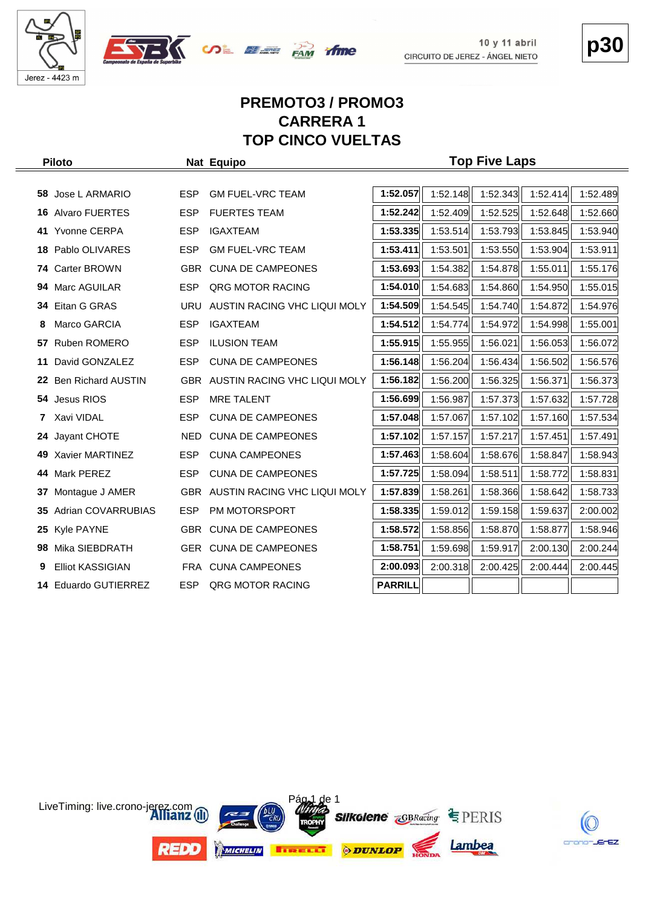10 y 11 abril
CIRCUITO DE JEREZ - ÁNGEL NIETO

**p30**

# PREMOTO3 / PROMO3
# CARRERA 1
# TOP CINCO VUELTAS

| | Piloto | Nat | Equipo | Top Five Laps | | | | |
|---|---|---|---|---|---|---|---|---|
| 58 | Jose L ARMARIO | ESP | GM FUEL-VRC TEAM | **1:52.057** | 1:52.148 | 1:52.343 | 1:52.414 | 1:52.489 |
| 16 | Alvaro FUERTES | ESP | FUERTES TEAM | **1:52.242** | 1:52.409 | 1:52.525 | 1:52.648 | 1:52.660 |
| 41 | Yvonne CERPA | ESP | IGAXTEAM | **1:53.335** | 1:53.514 | 1:53.793 | 1:53.845 | 1:53.940 |
| 18 | Pablo OLIVARES | ESP | GM FUEL-VRC TEAM | **1:53.411** | 1:53.501 | 1:53.550 | 1:53.904 | 1:53.911 |
| 74 | Carter BROWN | GBR | CUNA DE CAMPEONES | **1:53.693** | 1:54.382 | 1:54.878 | 1:55.011 | 1:55.176 |
| 94 | Marc AGUILAR | ESP | QRG MOTOR RACING | **1:54.010** | 1:54.683 | 1:54.860 | 1:54.950 | 1:55.015 |
| 34 | Eitan G GRAS | URU | AUSTIN RACING VHC LIQUI MOLY | **1:54.509** | 1:54.545 | 1:54.740 | 1:54.872 | 1:54.976 |
| 8 | Marco GARCIA | ESP | IGAXTEAM | **1:54.512** | 1:54.774 | 1:54.972 | 1:54.998 | 1:55.001 |
| 57 | Ruben ROMERO | ESP | ILUSION TEAM | **1:55.915** | 1:55.955 | 1:56.021 | 1:56.053 | 1:56.072 |
| 11 | David GONZALEZ | ESP | CUNA DE CAMPEONES | **1:56.148** | 1:56.204 | 1:56.434 | 1:56.502 | 1:56.576 |
| 22 | Ben Richard AUSTIN | GBR | AUSTIN RACING VHC LIQUI MOLY | **1:56.182** | 1:56.200 | 1:56.325 | 1:56.371 | 1:56.373 |
| 54 | Jesus RIOS | ESP | MRE TALENT | **1:56.699** | 1:56.987 | 1:57.373 | 1:57.632 | 1:57.728 |
| 7 | Xavi VIDAL | ESP | CUNA DE CAMPEONES | **1:57.048** | 1:57.067 | 1:57.102 | 1:57.160 | 1:57.534 |
| 24 | Jayant CHOTE | NED | CUNA DE CAMPEONES | **1:57.102** | 1:57.157 | 1:57.217 | 1:57.451 | 1:57.491 |
| 49 | Xavier MARTINEZ | ESP | CUNA CAMPEONES | **1:57.463** | 1:58.604 | 1:58.676 | 1:58.847 | 1:58.943 |
| 44 | Mark PEREZ | ESP | CUNA DE CAMPEONES | **1:57.725** | 1:58.094 | 1:58.511 | 1:58.772 | 1:58.831 |
| 37 | Montague J AMER | GBR | AUSTIN RACING VHC LIQUI MOLY | **1:57.839** | 1:58.261 | 1:58.366 | 1:58.642 | 1:58.733 |
| 35 | Adrian COVARRUBIAS | ESP | PM MOTORSPORT | **1:58.335** | 1:59.012 | 1:59.158 | 1:59.637 | 2:00.002 |
| 25 | Kyle PAYNE | GBR | CUNA DE CAMPEONES | **1:58.572** | 1:58.856 | 1:58.870 | 1:58.877 | 1:58.946 |
| 98 | Mika SIEBDRATH | GER | CUNA DE CAMPEONES | **1:58.751** | 1:59.698 | 1:59.917 | 2:00.130 | 2:00.244 |
| 9 | Elliot KASSIGIAN | FRA | CUNA CAMPEONES | **2:00.093** | 2:00.318 | 2:00.425 | 2:00.444 | 2:00.445 |
| 14 | Eduardo GUTIERREZ | ESP | QRG MOTOR RACING | **PARRILL** | | | | |

LiveTiming: live.crono-jerez.com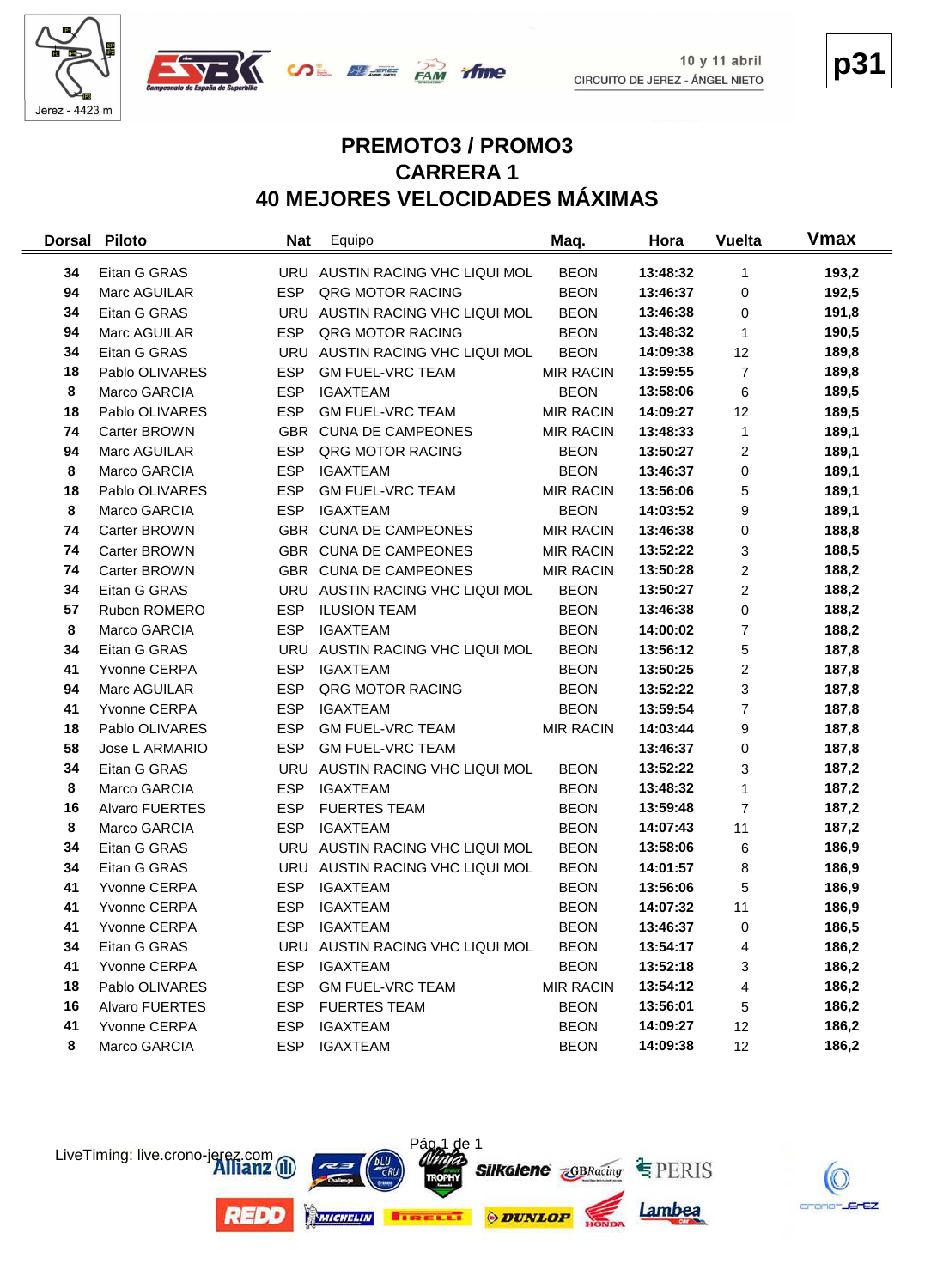p31

10 y 11 abril
CIRCUITO DE JEREZ - ÁNGEL NIETO

Jerez - 4423 m

# PREMOTO3 / PROMO3
# CARRERA 1
# 40 MEJORES VELOCIDADES MÁXIMAS

| Dorsal | Piloto | Nat | Equipo | Maq. | Hora | Vuelta | Vmax |
|---|---|---|---|---|---|---|---|
| 34 | Eitan G GRAS | URU | AUSTIN RACING VHC LIQUI MOL | BEON | 13:48:32 | 1 | 193,2 |
| 94 | Marc AGUILAR | ESP | QRG MOTOR RACING | BEON | 13:46:37 | 0 | 192,5 |
| 34 | Eitan G GRAS | URU | AUSTIN RACING VHC LIQUI MOL | BEON | 13:46:38 | 0 | 191,8 |
| 94 | Marc AGUILAR | ESP | QRG MOTOR RACING | BEON | 13:48:32 | 1 | 190,5 |
| 34 | Eitan G GRAS | URU | AUSTIN RACING VHC LIQUI MOL | BEON | 14:09:38 | 12 | 189,8 |
| 18 | Pablo OLIVARES | ESP | GM FUEL-VRC TEAM | MIR RACIN | 13:59:55 | 7 | 189,8 |
| 8 | Marco GARCIA | ESP | IGAXTEAM | BEON | 13:58:06 | 6 | 189,5 |
| 18 | Pablo OLIVARES | ESP | GM FUEL-VRC TEAM | MIR RACIN | 14:09:27 | 12 | 189,5 |
| 74 | Carter BROWN | GBR | CUNA DE CAMPEONES | MIR RACIN | 13:48:33 | 1 | 189,1 |
| 94 | Marc AGUILAR | ESP | QRG MOTOR RACING | BEON | 13:50:27 | 2 | 189,1 |
| 8 | Marco GARCIA | ESP | IGAXTEAM | BEON | 13:46:37 | 0 | 189,1 |
| 18 | Pablo OLIVARES | ESP | GM FUEL-VRC TEAM | MIR RACIN | 13:56:06 | 5 | 189,1 |
| 8 | Marco GARCIA | ESP | IGAXTEAM | BEON | 14:03:52 | 9 | 189,1 |
| 74 | Carter BROWN | GBR | CUNA DE CAMPEONES | MIR RACIN | 13:46:38 | 0 | 188,8 |
| 74 | Carter BROWN | GBR | CUNA DE CAMPEONES | MIR RACIN | 13:52:22 | 3 | 188,5 |
| 74 | Carter BROWN | GBR | CUNA DE CAMPEONES | MIR RACIN | 13:50:28 | 2 | 188,2 |
| 34 | Eitan G GRAS | URU | AUSTIN RACING VHC LIQUI MOL | BEON | 13:50:27 | 2 | 188,2 |
| 57 | Ruben ROMERO | ESP | ILUSION TEAM | BEON | 13:46:38 | 0 | 188,2 |
| 8 | Marco GARCIA | ESP | IGAXTEAM | BEON | 14:00:02 | 7 | 188,2 |
| 34 | Eitan G GRAS | URU | AUSTIN RACING VHC LIQUI MOL | BEON | 13:56:12 | 5 | 187,8 |
| 41 | Yvonne CERPA | ESP | IGAXTEAM | BEON | 13:50:25 | 2 | 187,8 |
| 94 | Marc AGUILAR | ESP | QRG MOTOR RACING | BEON | 13:52:22 | 3 | 187,8 |
| 41 | Yvonne CERPA | ESP | IGAXTEAM | BEON | 13:59:54 | 7 | 187,8 |
| 18 | Pablo OLIVARES | ESP | GM FUEL-VRC TEAM | MIR RACIN | 14:03:44 | 9 | 187,8 |
| 58 | Jose L ARMARIO | ESP | GM FUEL-VRC TEAM | | 13:46:37 | 0 | 187,8 |
| 34 | Eitan G GRAS | URU | AUSTIN RACING VHC LIQUI MOL | BEON | 13:52:22 | 3 | 187,2 |
| 8 | Marco GARCIA | ESP | IGAXTEAM | BEON | 13:48:32 | 1 | 187,2 |
| 16 | Alvaro FUERTES | ESP | FUERTES TEAM | BEON | 13:59:48 | 7 | 187,2 |
| 8 | Marco GARCIA | ESP | IGAXTEAM | BEON | 14:07:43 | 11 | 187,2 |
| 34 | Eitan G GRAS | URU | AUSTIN RACING VHC LIQUI MOL | BEON | 13:58:06 | 6 | 186,9 |
| 34 | Eitan G GRAS | URU | AUSTIN RACING VHC LIQUI MOL | BEON | 14:01:57 | 8 | 186,9 |
| 41 | Yvonne CERPA | ESP | IGAXTEAM | BEON | 13:56:06 | 5 | 186,9 |
| 41 | Yvonne CERPA | ESP | IGAXTEAM | BEON | 14:07:32 | 11 | 186,9 |
| 41 | Yvonne CERPA | ESP | IGAXTEAM | BEON | 13:46:37 | 0 | 186,5 |
| 34 | Eitan G GRAS | URU | AUSTIN RACING VHC LIQUI MOL | BEON | 13:54:17 | 4 | 186,2 |
| 41 | Yvonne CERPA | ESP | IGAXTEAM | BEON | 13:52:18 | 3 | 186,2 |
| 18 | Pablo OLIVARES | ESP | GM FUEL-VRC TEAM | MIR RACIN | 13:54:12 | 4 | 186,2 |
| 16 | Alvaro FUERTES | ESP | FUERTES TEAM | BEON | 13:56:01 | 5 | 186,2 |
| 41 | Yvonne CERPA | ESP | IGAXTEAM | BEON | 14:09:27 | 12 | 186,2 |
| 8 | Marco GARCIA | ESP | IGAXTEAM | BEON | 14:09:38 | 12 | 186,2 |

LiveTiming: live.crono-jerez.com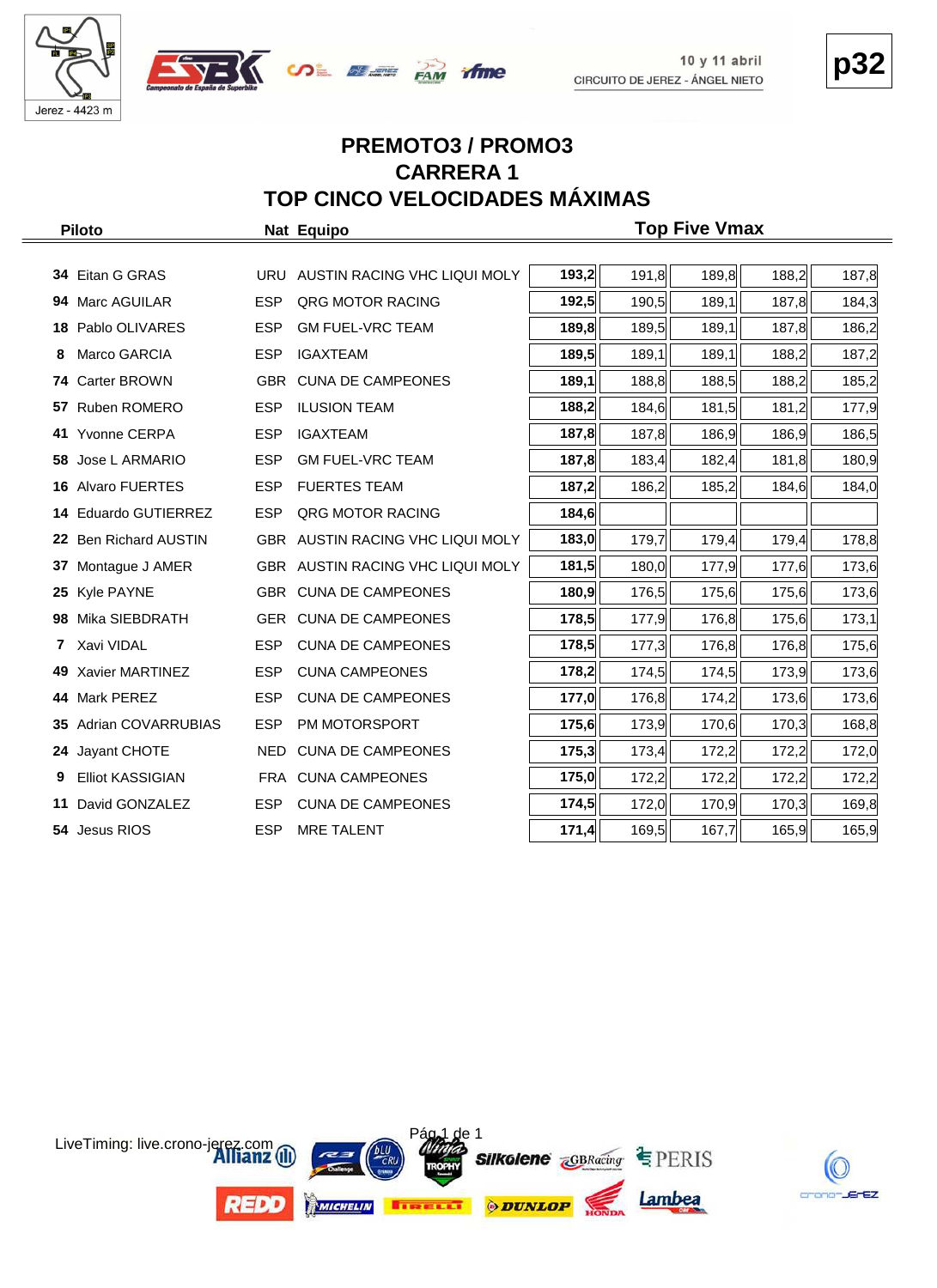# PREMOTO3 / PROMO3
## CARRERA 1
## TOP CINCO VELOCIDADES MÁXIMAS

10 y 11 abril
CIRCUITO DE JEREZ - ÁNGEL NIETO

| Piloto | | Nat | Equipo | Top Five Vmax | | | | |
|---|---|---|---|---|---|---|---|---|
| 34 | Eitan G GRAS | URU | AUSTIN RACING VHC LIQUI MOLY | **193,2** | 191,8 | 189,8 | 188,2 | 187,8 |
| 94 | Marc AGUILAR | ESP | QRG MOTOR RACING | **192,5** | 190,5 | 189,1 | 187,8 | 184,3 |
| 18 | Pablo OLIVARES | ESP | GM FUEL-VRC TEAM | **189,8** | 189,5 | 189,1 | 187,8 | 186,2 |
| 8 | Marco GARCIA | ESP | IGAXTEAM | **189,5** | 189,1 | 189,1 | 188,2 | 187,2 |
| 74 | Carter BROWN | GBR | CUNA DE CAMPEONES | **189,1** | 188,8 | 188,5 | 188,2 | 185,2 |
| 57 | Ruben ROMERO | ESP | ILUSION TEAM | **188,2** | 184,6 | 181,5 | 181,2 | 177,9 |
| 41 | Yvonne CERPA | ESP | IGAXTEAM | **187,8** | 187,8 | 186,9 | 186,9 | 186,5 |
| 58 | Jose L ARMARIO | ESP | GM FUEL-VRC TEAM | **187,8** | 183,4 | 182,4 | 181,8 | 180,9 |
| 16 | Alvaro FUERTES | ESP | FUERTES TEAM | **187,2** | 186,2 | 185,2 | 184,6 | 184,0 |
| 14 | Eduardo GUTIERREZ | ESP | QRG MOTOR RACING | **184,6** | | | | |
| 22 | Ben Richard AUSTIN | GBR | AUSTIN RACING VHC LIQUI MOLY | **183,0** | 179,7 | 179,4 | 179,4 | 178,8 |
| 37 | Montague J AMER | GBR | AUSTIN RACING VHC LIQUI MOLY | **181,5** | 180,0 | 177,9 | 177,6 | 173,6 |
| 25 | Kyle PAYNE | GBR | CUNA DE CAMPEONES | **180,9** | 176,5 | 175,6 | 175,6 | 173,6 |
| 98 | Mika SIEBDRATH | GER | CUNA DE CAMPEONES | **178,5** | 177,9 | 176,8 | 175,6 | 173,1 |
| 7 | Xavi VIDAL | ESP | CUNA DE CAMPEONES | **178,5** | 177,3 | 176,8 | 176,8 | 175,6 |
| 49 | Xavier MARTINEZ | ESP | CUNA CAMPEONES | **178,2** | 174,5 | 174,5 | 173,9 | 173,6 |
| 44 | Mark PEREZ | ESP | CUNA DE CAMPEONES | **177,0** | 176,8 | 174,2 | 173,6 | 173,6 |
| 35 | Adrian COVARRUBIAS | ESP | PM MOTORSPORT | **175,6** | 173,9 | 170,6 | 170,3 | 168,8 |
| 24 | Jayant CHOTE | NED | CUNA DE CAMPEONES | **175,3** | 173,4 | 172,2 | 172,2 | 172,0 |
| 9 | Elliot KASSIGIAN | FRA | CUNA CAMPEONES | **175,0** | 172,2 | 172,2 | 172,2 | 172,2 |
| 11 | David GONZALEZ | ESP | CUNA DE CAMPEONES | **174,5** | 172,0 | 170,9 | 170,3 | 169,8 |
| 54 | Jesus RIOS | ESP | MRE TALENT | **171,4** | 169,5 | 167,7 | 165,9 | 165,9 |

LiveTiming: live.crono-jerez.com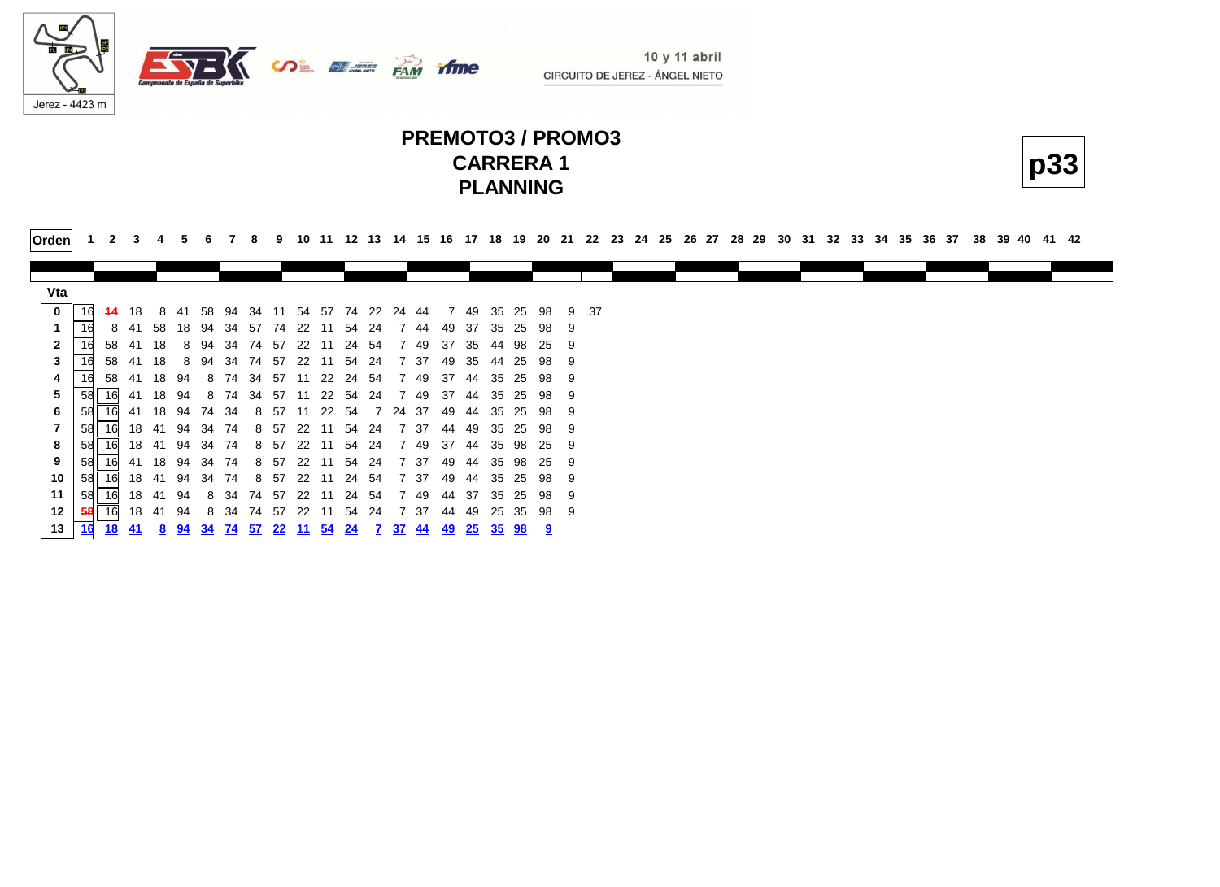Jerez - 4423 m

10 y 11 abril
CIRCUITO DE JEREZ - ÁNGEL NIETO

# PREMOTO3 / PROMO3
# CARRERA 1
# PLANNING

**p33**

| Vta | 1 | 2 | 3 | 4 | 5 | 6 | 7 | 8 | 9 | 10 | 11 | 12 | 13 | 14 | 15 | 16 | 17 | 18 | 19 | 20 | 21 | 22 |
|---|---|---|---|---|---|---|---|---|---|---|---|---|---|---|---|---|---|---|---|---|---|---|
| 0 | 16 | 14 | 18 | 8 | 41 | 58 | 94 | 34 | 11 | 54 | 57 | 74 | 22 | 24 | 44 | 7 | 49 | 35 | 25 | 98 | 9 | 37 |
| 1 | 16 | 8 | 41 | 58 | 18 | 94 | 34 | 57 | 74 | 22 | 11 | 54 | 24 | 7 | 44 | 49 | 37 | 35 | 25 | 98 | 9 | |
| 2 | 16 | 58 | 41 | 18 | 8 | 94 | 34 | 74 | 57 | 22 | 11 | 24 | 54 | 7 | 49 | 37 | 35 | 44 | 98 | 25 | 9 | |
| 3 | 16 | 58 | 41 | 18 | 8 | 94 | 34 | 74 | 57 | 22 | 11 | 54 | 24 | 7 | 37 | 49 | 35 | 44 | 25 | 98 | 9 | |
| 4 | 16 | 58 | 41 | 18 | 94 | 8 | 74 | 34 | 57 | 11 | 22 | 24 | 54 | 7 | 49 | 37 | 44 | 35 | 25 | 98 | 9 | |
| 5 | 58 | 16 | 41 | 18 | 94 | 8 | 74 | 34 | 57 | 11 | 22 | 54 | 24 | 7 | 49 | 37 | 44 | 35 | 25 | 98 | 9 | |
| 6 | 58 | 16 | 41 | 18 | 94 | 74 | 34 | 8 | 57 | 11 | 22 | 54 | 7 | 24 | 37 | 49 | 44 | 35 | 25 | 98 | 9 | |
| 7 | 58 | 16 | 18 | 41 | 94 | 34 | 74 | 8 | 57 | 22 | 11 | 54 | 24 | 7 | 37 | 44 | 49 | 35 | 25 | 98 | 9 | |
| 8 | 58 | 16 | 18 | 41 | 94 | 34 | 74 | 8 | 57 | 22 | 11 | 54 | 24 | 7 | 49 | 37 | 44 | 35 | 98 | 25 | 9 | |
| 9 | 58 | 16 | 41 | 18 | 94 | 34 | 74 | 8 | 57 | 22 | 11 | 54 | 24 | 7 | 37 | 49 | 44 | 35 | 98 | 25 | 9 | |
| 10 | 58 | 16 | 18 | 41 | 94 | 34 | 74 | 8 | 57 | 22 | 11 | 24 | 54 | 7 | 37 | 49 | 44 | 35 | 25 | 98 | 9 | |
| 11 | 58 | 16 | 18 | 41 | 94 | 8 | 34 | 74 | 57 | 22 | 11 | 24 | 54 | 7 | 49 | 44 | 37 | 35 | 25 | 98 | 9 | |
| 12 | 58 | 16 | 18 | 41 | 94 | 8 | 34 | 74 | 57 | 22 | 11 | 54 | 24 | 7 | 37 | 44 | 49 | 25 | 35 | 98 | 9 | |
| 13 | 16 | 18 | 41 | 8 | 94 | 34 | 74 | 57 | 22 | 11 | 54 | 24 | 7 | 37 | 44 | 49 | 25 | 35 | 98 | 9 | | |